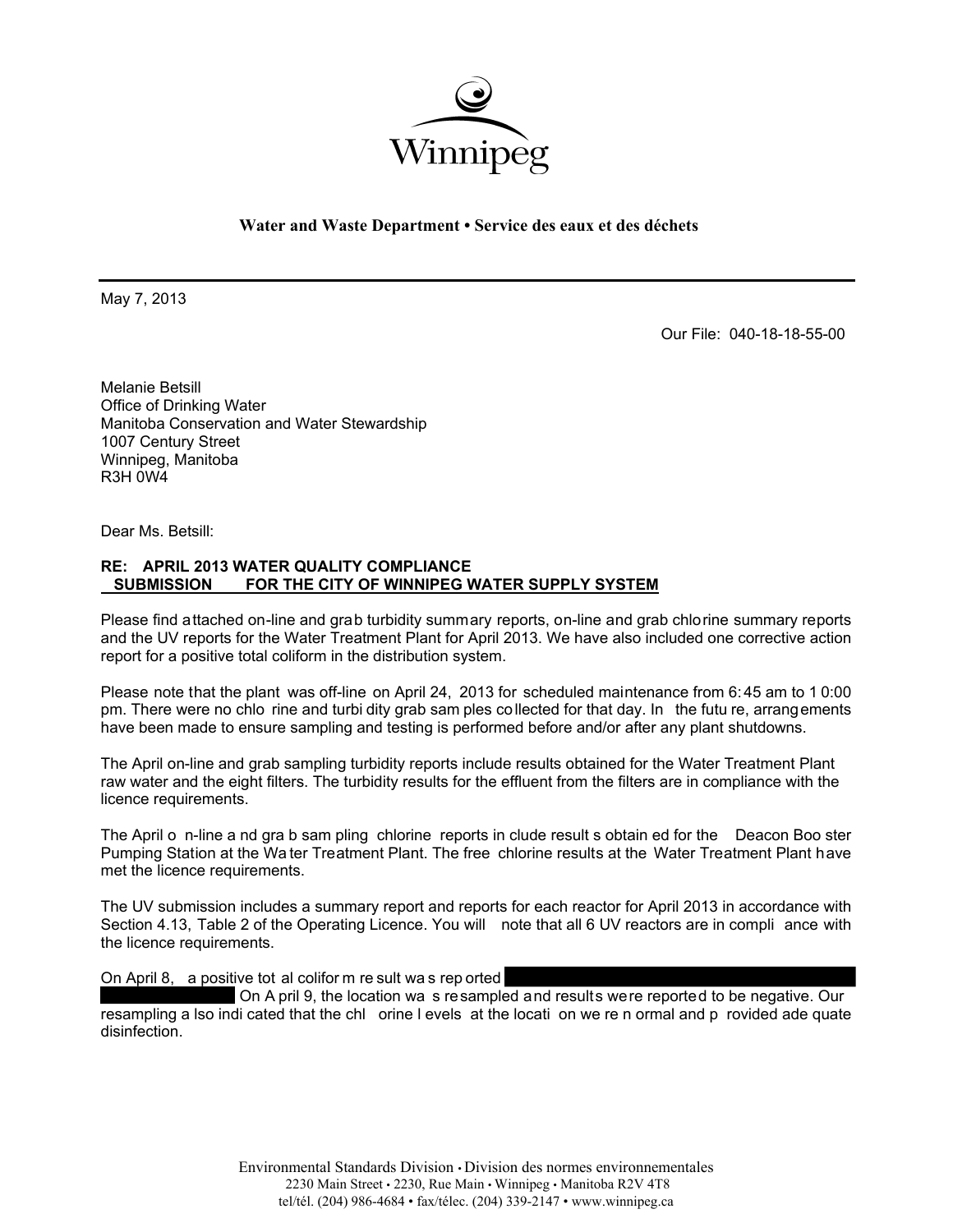Winnipeg

**Water and Waste Department • Service des eaux et des déchets**

May 7, 2013

Our File: 040-18-18-55-00

Melanie Betsill
Office of Drinking Water
Manitoba Conservation and Water Stewardship
1007 Century Street
Winnipeg, Manitoba
R3H 0W4

Dear Ms. Betsill:

**RE: APRIL 2013 WATER QUALITY COMPLIANCE SUBMISSION FOR THE CITY OF WINNIPEG WATER SUPPLY SYSTEM**

Please find attached on-line and grab turbidity summary reports, on-line and grab chlorine summary reports and the UV reports for the Water Treatment Plant for April 2013. We have also included one corrective action report for a positive total coliform in the distribution system.

Please note that the plant was off-line on April 24, 2013 for scheduled maintenance from 6:45 am to 10:00 pm. There were no chlorine and turbidity grab samples collected for that day. In the future, arrangements have been made to ensure sampling and testing is performed before and/or after any plant shutdowns.

The April on-line and grab sampling turbidity reports include results obtained for the Water Treatment Plant raw water and the eight filters. The turbidity results for the effluent from the filters are in compliance with the licence requirements.

The April on-line and grab sampling chlorine reports include results obtained for the Deacon Booster Pumping Station at the Water Treatment Plant. The free chlorine results at the Water Treatment Plant have met the licence requirements.

The UV submission includes a summary report and reports for each reactor for April 2013 in accordance with Section 4.13, Table 2 of the Operating Licence. You will note that all 6 UV reactors are in compliance with the licence requirements.

On April 8, a positive total coliform result was reported ████████████████████ ████████ On April 9, the location was resampled and results were reported to be negative. Our resampling also indicated that the chlorine levels at the location were normal and provided adequate disinfection.

Environmental Standards Division • Division des normes environnementales
2230 Main Street • 2230, Rue Main • Winnipeg • Manitoba R2V 4T8
tel/tél. (204) 986-4684 • fax/télec. (204) 339-2147 • www.winnipeg.ca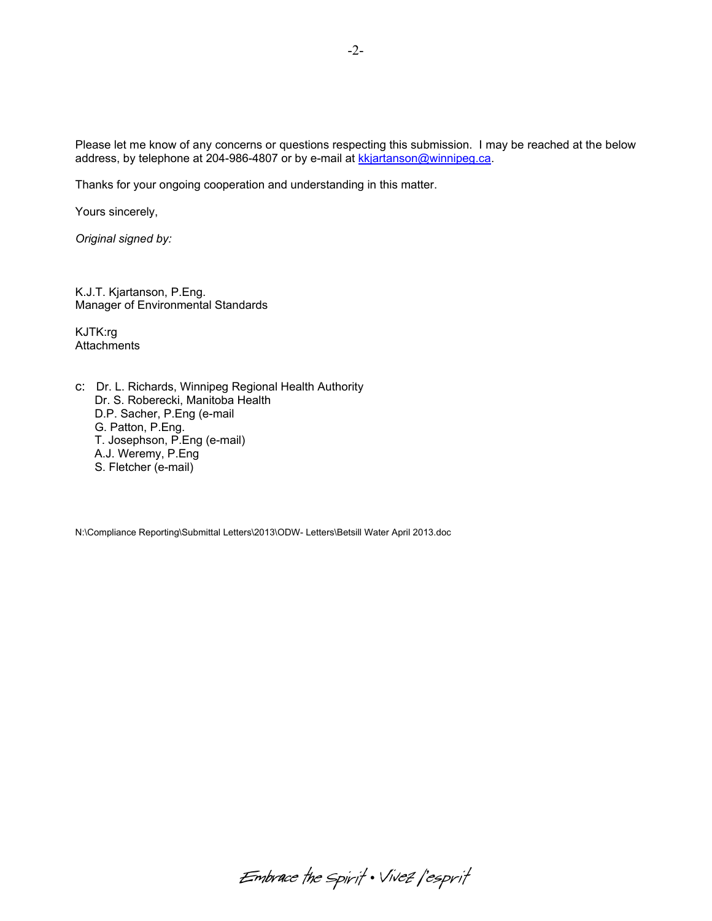Please let me know of any concerns or questions respecting this submission. I may be reached at the below address, by telephone at 204-986-4807 or by e-mail at kkjartanson@winnipeg.ca.

Thanks for your ongoing cooperation and understanding in this matter.

Yours sincerely,

*Original signed by:*

K.J.T. Kjartanson, P.Eng.
Manager of Environmental Standards

KJTK:rg
Attachments

c: Dr. L. Richards, Winnipeg Regional Health Authority
Dr. S. Roberecki, Manitoba Health
D.P. Sacher, P.Eng (e-mail
G. Patton, P.Eng.
T. Josephson, P.Eng (e-mail)
A.J. Weremy, P.Eng
S. Fletcher (e-mail)

N:\Compliance Reporting\Submittal Letters\2013\ODW- Letters\Betsill Water April 2013.doc

Embrace the Spirit • Vivez l'esprit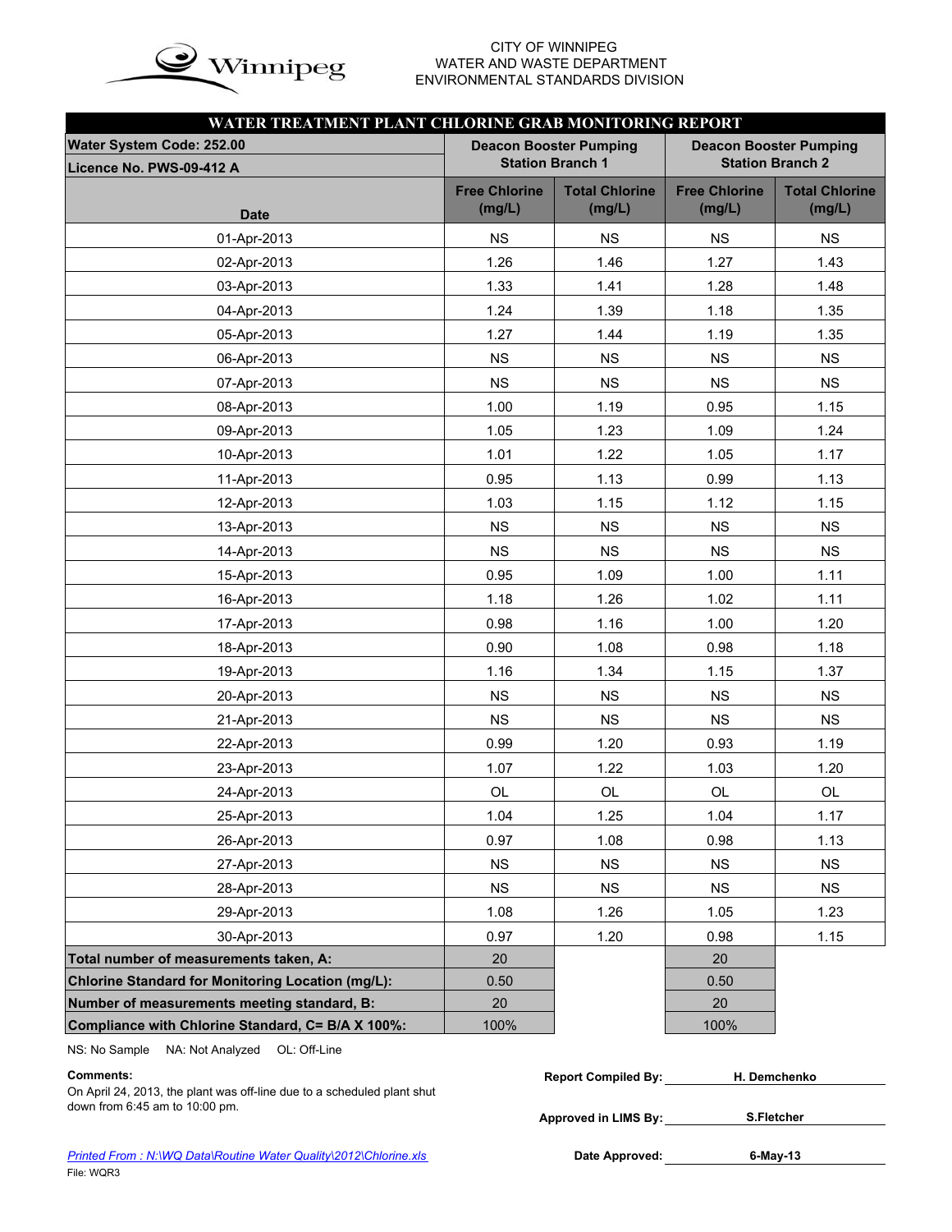CITY OF WINNIPEG
WATER AND WASTE DEPARTMENT
ENVIRONMENTAL STANDARDS DIVISION

## WATER TREATMENT PLANT CHLORINE GRAB MONITORING REPORT

| Water System Code: 252.00<br>Licence No. PWS-09-412 A | Deacon Booster Pumping Station Branch 1 | | Deacon Booster Pumping Station Branch 2 | |
|---|---|---|---|---|
| Date | Free Chlorine (mg/L) | Total Chlorine (mg/L) | Free Chlorine (mg/L) | Total Chlorine (mg/L) |
| 01-Apr-2013 | NS | NS | NS | NS |
| 02-Apr-2013 | 1.26 | 1.46 | 1.27 | 1.43 |
| 03-Apr-2013 | 1.33 | 1.41 | 1.28 | 1.48 |
| 04-Apr-2013 | 1.24 | 1.39 | 1.18 | 1.35 |
| 05-Apr-2013 | 1.27 | 1.44 | 1.19 | 1.35 |
| 06-Apr-2013 | NS | NS | NS | NS |
| 07-Apr-2013 | NS | NS | NS | NS |
| 08-Apr-2013 | 1.00 | 1.19 | 0.95 | 1.15 |
| 09-Apr-2013 | 1.05 | 1.23 | 1.09 | 1.24 |
| 10-Apr-2013 | 1.01 | 1.22 | 1.05 | 1.17 |
| 11-Apr-2013 | 0.95 | 1.13 | 0.99 | 1.13 |
| 12-Apr-2013 | 1.03 | 1.15 | 1.12 | 1.15 |
| 13-Apr-2013 | NS | NS | NS | NS |
| 14-Apr-2013 | NS | NS | NS | NS |
| 15-Apr-2013 | 0.95 | 1.09 | 1.00 | 1.11 |
| 16-Apr-2013 | 1.18 | 1.26 | 1.02 | 1.11 |
| 17-Apr-2013 | 0.98 | 1.16 | 1.00 | 1.20 |
| 18-Apr-2013 | 0.90 | 1.08 | 0.98 | 1.18 |
| 19-Apr-2013 | 1.16 | 1.34 | 1.15 | 1.37 |
| 20-Apr-2013 | NS | NS | NS | NS |
| 21-Apr-2013 | NS | NS | NS | NS |
| 22-Apr-2013 | 0.99 | 1.20 | 0.93 | 1.19 |
| 23-Apr-2013 | 1.07 | 1.22 | 1.03 | 1.20 |
| 24-Apr-2013 | OL | OL | OL | OL |
| 25-Apr-2013 | 1.04 | 1.25 | 1.04 | 1.17 |
| 26-Apr-2013 | 0.97 | 1.08 | 0.98 | 1.13 |
| 27-Apr-2013 | NS | NS | NS | NS |
| 28-Apr-2013 | NS | NS | NS | NS |
| 29-Apr-2013 | 1.08 | 1.26 | 1.05 | 1.23 |
| 30-Apr-2013 | 0.97 | 1.20 | 0.98 | 1.15 |
| **Total number of measurements taken, A:** | 20 | | 20 | |
| **Chlorine Standard for Monitoring Location (mg/L):** | 0.50 | | 0.50 | |
| **Number of measurements meeting standard, B:** | 20 | | 20 | |
| **Compliance with Chlorine Standard, C= B/A X 100%:** | 100% | | 100% | |

NS: No Sample NA: Not Analyzed OL: Off-Line

**Comments:**
On April 24, 2013, the plant was off-line due to a scheduled plant shut down from 6:45 am to 10:00 pm.

**Report Compiled By:** H. Demchenko

**Approved in LIMS By:** S.Fletcher

**Date Approved:** 6-May-13

*Printed From : N:\WQ Data\Routine Water Quality\2012\Chlorine.xls*

File: WQR3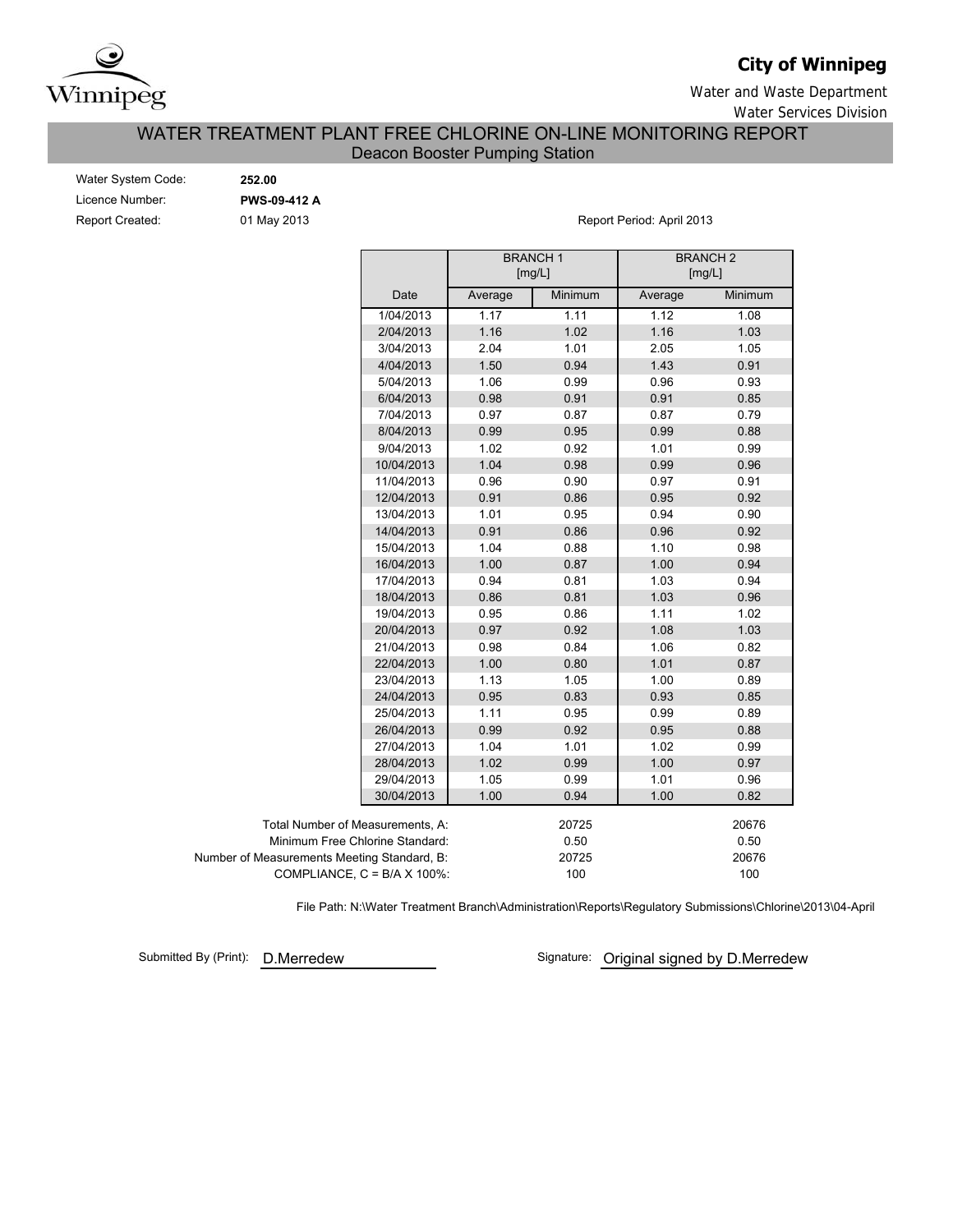**City of Winnipeg**

Water and Waste Department

Water Services Division

# WATER TREATMENT PLANT FREE CHLORINE ON-LINE MONITORING REPORT

## Deacon Booster Pumping Station

Water System Code: **252.00**

Licence Number: **PWS-09-412 A**

Report Created: 01 May 2013

Report Period: April 2013

| | BRANCH 1 [mg/L] | | BRANCH 2 [mg/L] | |
|---|---|---|---|---|
| Date | Average | Minimum | Average | Minimum |
| 1/04/2013 | 1.17 | 1.11 | 1.12 | 1.08 |
| 2/04/2013 | 1.16 | 1.02 | 1.16 | 1.03 |
| 3/04/2013 | 2.04 | 1.01 | 2.05 | 1.05 |
| 4/04/2013 | 1.50 | 0.94 | 1.43 | 0.91 |
| 5/04/2013 | 1.06 | 0.99 | 0.96 | 0.93 |
| 6/04/2013 | 0.98 | 0.91 | 0.91 | 0.85 |
| 7/04/2013 | 0.97 | 0.87 | 0.87 | 0.79 |
| 8/04/2013 | 0.99 | 0.95 | 0.99 | 0.88 |
| 9/04/2013 | 1.02 | 0.92 | 1.01 | 0.99 |
| 10/04/2013 | 1.04 | 0.98 | 0.99 | 0.96 |
| 11/04/2013 | 0.96 | 0.90 | 0.97 | 0.91 |
| 12/04/2013 | 0.91 | 0.86 | 0.95 | 0.92 |
| 13/04/2013 | 1.01 | 0.95 | 0.94 | 0.90 |
| 14/04/2013 | 0.91 | 0.86 | 0.96 | 0.92 |
| 15/04/2013 | 1.04 | 0.88 | 1.10 | 0.98 |
| 16/04/2013 | 1.00 | 0.87 | 1.00 | 0.94 |
| 17/04/2013 | 0.94 | 0.81 | 1.03 | 0.94 |
| 18/04/2013 | 0.86 | 0.81 | 1.03 | 0.96 |
| 19/04/2013 | 0.95 | 0.86 | 1.11 | 1.02 |
| 20/04/2013 | 0.97 | 0.92 | 1.08 | 1.03 |
| 21/04/2013 | 0.98 | 0.84 | 1.06 | 0.82 |
| 22/04/2013 | 1.00 | 0.80 | 1.01 | 0.87 |
| 23/04/2013 | 1.13 | 1.05 | 1.00 | 0.89 |
| 24/04/2013 | 0.95 | 0.83 | 0.93 | 0.85 |
| 25/04/2013 | 1.11 | 0.95 | 0.99 | 0.89 |
| 26/04/2013 | 0.99 | 0.92 | 0.95 | 0.88 |
| 27/04/2013 | 1.04 | 1.01 | 1.02 | 0.99 |
| 28/04/2013 | 1.02 | 0.99 | 1.00 | 0.97 |
| 29/04/2013 | 1.05 | 0.99 | 1.01 | 0.96 |
| 30/04/2013 | 1.00 | 0.94 | 1.00 | 0.82 |

| | Branch 1 | Branch 2 |
|---|---|---|
| Total Number of Measurements, A: | 20725 | 20676 |
| Minimum Free Chlorine Standard: | 0.50 | 0.50 |
| Number of Measurements Meeting Standard, B: | 20725 | 20676 |
| COMPLIANCE, C = B/A X 100%: | 100 | 100 |

File Path: N:\Water Treatment Branch\Administration\Reports\Regulatory Submissions\Chlorine\2013\04-April

Submitted By (Print): D.Merredew

Signature: Original signed by D.Merredew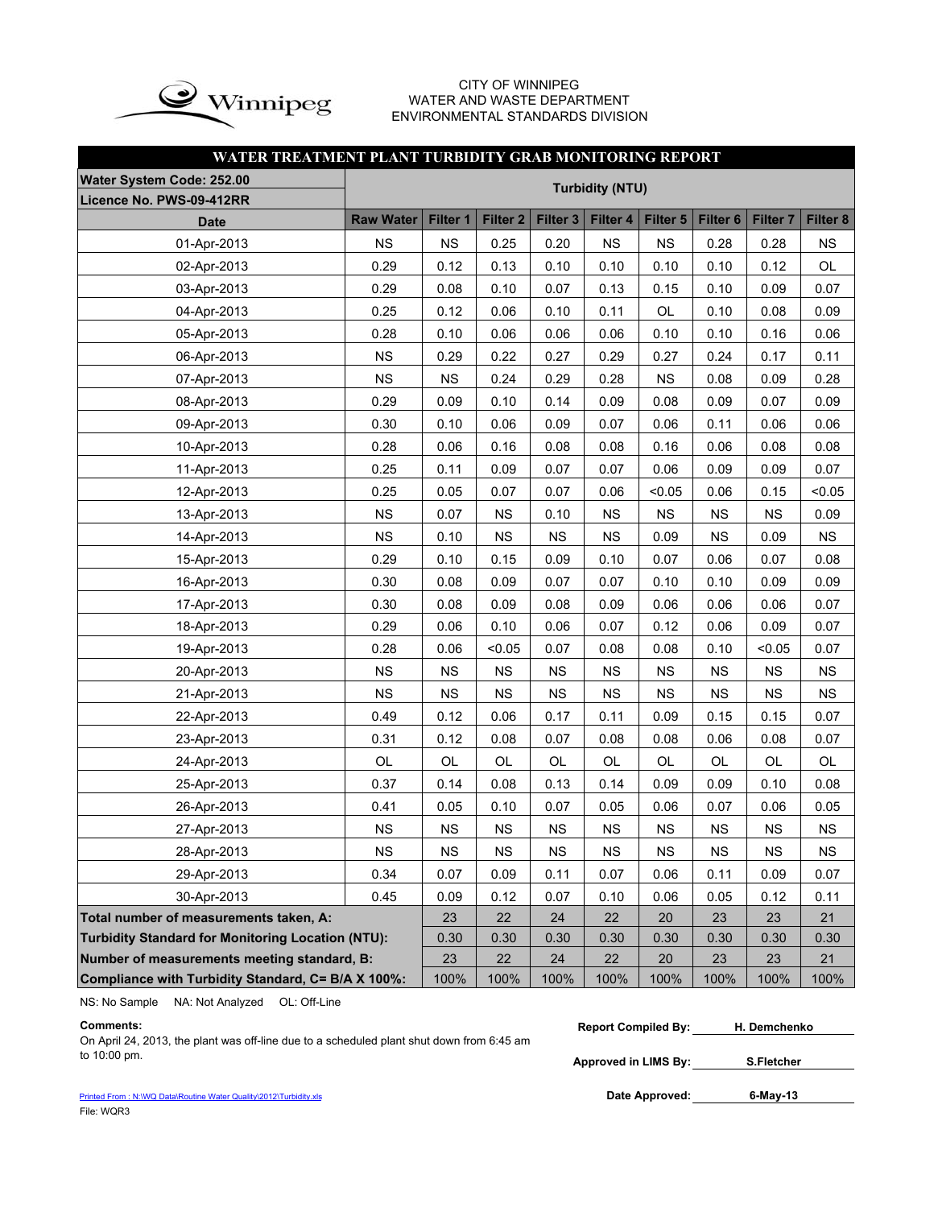CITY OF WINNIPEG
WATER AND WASTE DEPARTMENT
ENVIRONMENTAL STANDARDS DIVISION

## WATER TREATMENT PLANT TURBIDITY GRAB MONITORING REPORT

| Water System Code: 252.00 / Licence No. PWS-09-412RR | Turbidity (NTU) | | | | | | | | |
|---|---|---|---|---|---|---|---|---|---|
| Date | Raw Water | Filter 1 | Filter 2 | Filter 3 | Filter 4 | Filter 5 | Filter 6 | Filter 7 | Filter 8 |
| 01-Apr-2013 | NS | NS | 0.25 | 0.20 | NS | NS | 0.28 | 0.28 | NS |
| 02-Apr-2013 | 0.29 | 0.12 | 0.13 | 0.10 | 0.10 | 0.10 | 0.10 | 0.12 | OL |
| 03-Apr-2013 | 0.29 | 0.08 | 0.10 | 0.07 | 0.13 | 0.15 | 0.10 | 0.09 | 0.07 |
| 04-Apr-2013 | 0.25 | 0.12 | 0.06 | 0.10 | 0.11 | OL | 0.10 | 0.08 | 0.09 |
| 05-Apr-2013 | 0.28 | 0.10 | 0.06 | 0.06 | 0.06 | 0.10 | 0.10 | 0.16 | 0.06 |
| 06-Apr-2013 | NS | 0.29 | 0.22 | 0.27 | 0.29 | 0.27 | 0.24 | 0.17 | 0.11 |
| 07-Apr-2013 | NS | NS | 0.24 | 0.29 | 0.28 | NS | 0.08 | 0.09 | 0.28 |
| 08-Apr-2013 | 0.29 | 0.09 | 0.10 | 0.14 | 0.09 | 0.08 | 0.09 | 0.07 | 0.09 |
| 09-Apr-2013 | 0.30 | 0.10 | 0.06 | 0.09 | 0.07 | 0.06 | 0.11 | 0.06 | 0.06 |
| 10-Apr-2013 | 0.28 | 0.06 | 0.16 | 0.08 | 0.08 | 0.16 | 0.06 | 0.08 | 0.08 |
| 11-Apr-2013 | 0.25 | 0.11 | 0.09 | 0.07 | 0.07 | 0.06 | 0.09 | 0.09 | 0.07 |
| 12-Apr-2013 | 0.25 | 0.05 | 0.07 | 0.07 | 0.06 | <0.05 | 0.06 | 0.15 | <0.05 |
| 13-Apr-2013 | NS | 0.07 | NS | 0.10 | NS | NS | NS | NS | 0.09 |
| 14-Apr-2013 | NS | 0.10 | NS | NS | NS | 0.09 | NS | 0.09 | NS |
| 15-Apr-2013 | 0.29 | 0.10 | 0.15 | 0.09 | 0.10 | 0.07 | 0.06 | 0.07 | 0.08 |
| 16-Apr-2013 | 0.30 | 0.08 | 0.09 | 0.07 | 0.07 | 0.10 | 0.10 | 0.09 | 0.09 |
| 17-Apr-2013 | 0.30 | 0.08 | 0.09 | 0.08 | 0.09 | 0.06 | 0.06 | 0.06 | 0.07 |
| 18-Apr-2013 | 0.29 | 0.06 | 0.10 | 0.06 | 0.07 | 0.12 | 0.06 | 0.09 | 0.07 |
| 19-Apr-2013 | 0.28 | 0.06 | <0.05 | 0.07 | 0.08 | 0.08 | 0.10 | <0.05 | 0.07 |
| 20-Apr-2013 | NS | NS | NS | NS | NS | NS | NS | NS | NS |
| 21-Apr-2013 | NS | NS | NS | NS | NS | NS | NS | NS | NS |
| 22-Apr-2013 | 0.49 | 0.12 | 0.06 | 0.17 | 0.11 | 0.09 | 0.15 | 0.15 | 0.07 |
| 23-Apr-2013 | 0.31 | 0.12 | 0.08 | 0.07 | 0.08 | 0.08 | 0.06 | 0.08 | 0.07 |
| 24-Apr-2013 | OL | OL | OL | OL | OL | OL | OL | OL | OL |
| 25-Apr-2013 | 0.37 | 0.14 | 0.08 | 0.13 | 0.14 | 0.09 | 0.09 | 0.10 | 0.08 |
| 26-Apr-2013 | 0.41 | 0.05 | 0.10 | 0.07 | 0.05 | 0.06 | 0.07 | 0.06 | 0.05 |
| 27-Apr-2013 | NS | NS | NS | NS | NS | NS | NS | NS | NS |
| 28-Apr-2013 | NS | NS | NS | NS | NS | NS | NS | NS | NS |
| 29-Apr-2013 | 0.34 | 0.07 | 0.09 | 0.11 | 0.07 | 0.06 | 0.11 | 0.09 | 0.07 |
| 30-Apr-2013 | 0.45 | 0.09 | 0.12 | 0.07 | 0.10 | 0.06 | 0.05 | 0.12 | 0.11 |
| Total number of measurements taken, A: | | 23 | 22 | 24 | 22 | 20 | 23 | 23 | 21 |
| Turbidity Standard for Monitoring Location (NTU): | | 0.30 | 0.30 | 0.30 | 0.30 | 0.30 | 0.30 | 0.30 | 0.30 |
| Number of measurements meeting standard, B: | | 23 | 22 | 24 | 22 | 20 | 23 | 23 | 21 |
| Compliance with Turbidity Standard, C= B/A X 100%: | | 100% | 100% | 100% | 100% | 100% | 100% | 100% | 100% |

NS: No Sample NA: Not Analyzed OL: Off-Line

**Comments:**
On April 24, 2013, the plant was off-line due to a scheduled plant shut down from 6:45 am to 10:00 pm.

**Report Compiled By:** H. Demchenko

**Approved in LIMS By:** S.Fletcher

**Date Approved:** 6-May-13

Printed From : N:\WQ Data\Routine Water Quality\2012\Turbidity.xls
File: WQR3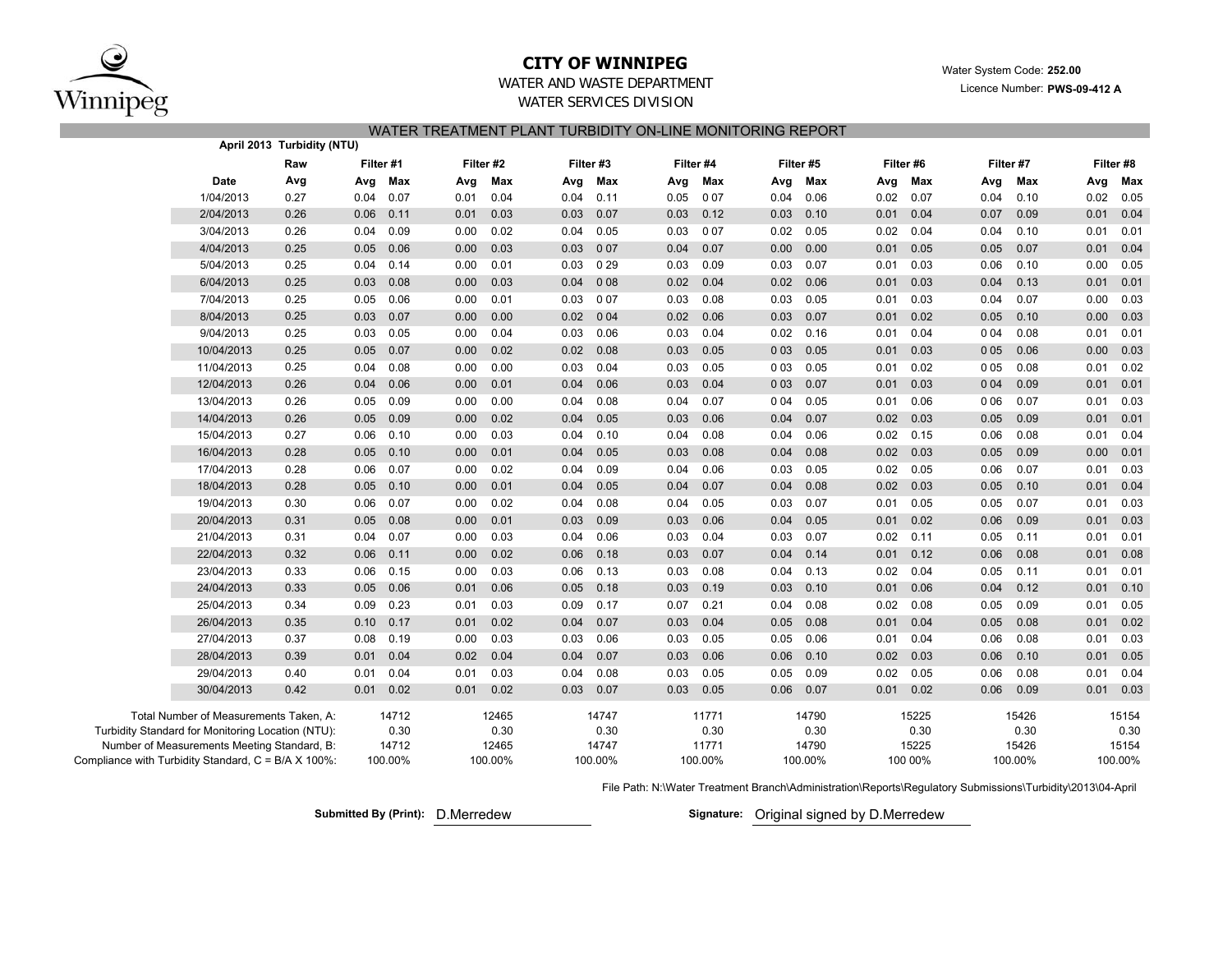# CITY OF WINNIPEG

WATER AND WASTE DEPARTMENT

WATER SERVICES DIVISION

Water System Code: **252.00**

Licence Number: **PWS-09-412 A**

## WATER TREATMENT PLANT TURBIDITY ON-LINE MONITORING REPORT

**April 2013 Turbidity (NTU)**

| | Raw | Filter #1 | | Filter #2 | | Filter #3 | | Filter #4 | | Filter #5 | | Filter #6 | | Filter #7 | | Filter #8 | |
|---|---|---|---|---|---|---|---|---|---|---|---|---|---|---|---|---|---|
| **Date** | **Avg** | **Avg** | **Max** | **Avg** | **Max** | **Avg** | **Max** | **Avg** | **Max** | **Avg** | **Max** | **Avg** | **Max** | **Avg** | **Max** | **Avg** | **Max** |
| 1/04/2013 | 0.27 | 0.04 | 0.07 | 0.01 | 0.04 | 0.04 | 0.11 | 0.05 | 0 07 | 0.04 | 0.06 | 0.02 | 0.07 | 0.04 | 0.10 | 0.02 | 0.05 |
| 2/04/2013 | 0.26 | 0.06 | 0.11 | 0.01 | 0.03 | 0.03 | 0.07 | 0.03 | 0.12 | 0.03 | 0.10 | 0.01 | 0.04 | 0.07 | 0.09 | 0.01 | 0.04 |
| 3/04/2013 | 0.26 | 0.04 | 0.09 | 0.00 | 0.02 | 0.04 | 0.05 | 0.03 | 0 07 | 0.02 | 0.05 | 0.02 | 0.04 | 0.04 | 0.10 | 0.01 | 0.01 |
| 4/04/2013 | 0.25 | 0.05 | 0.06 | 0.00 | 0.03 | 0.03 | 0 07 | 0.04 | 0.07 | 0.00 | 0.00 | 0.01 | 0.05 | 0.05 | 0.07 | 0.01 | 0.04 |
| 5/04/2013 | 0.25 | 0.04 | 0.14 | 0.00 | 0.01 | 0.03 | 0 29 | 0.03 | 0.09 | 0.03 | 0.07 | 0.01 | 0.03 | 0.06 | 0.10 | 0.00 | 0.05 |
| 6/04/2013 | 0.25 | 0.03 | 0.08 | 0.00 | 0.03 | 0.04 | 0 08 | 0.02 | 0.04 | 0.02 | 0.06 | 0.01 | 0.03 | 0.04 | 0.13 | 0.01 | 0.01 |
| 7/04/2013 | 0.25 | 0.05 | 0.06 | 0.00 | 0.01 | 0.03 | 0 07 | 0.03 | 0.08 | 0.03 | 0.05 | 0.01 | 0.03 | 0.04 | 0.07 | 0.00 | 0.03 |
| 8/04/2013 | 0.25 | 0.03 | 0.07 | 0.00 | 0.00 | 0.02 | 0 04 | 0.02 | 0.06 | 0.03 | 0.07 | 0.01 | 0.02 | 0.05 | 0.10 | 0.00 | 0.03 |
| 9/04/2013 | 0.25 | 0.03 | 0.05 | 0.00 | 0.04 | 0.03 | 0.06 | 0.03 | 0.04 | 0.02 | 0.16 | 0.01 | 0.04 | 0 04 | 0.08 | 0.01 | 0.01 |
| 10/04/2013 | 0.25 | 0.05 | 0.07 | 0.00 | 0.02 | 0.02 | 0.08 | 0.03 | 0.05 | 0 03 | 0.05 | 0.01 | 0.03 | 0 05 | 0.06 | 0.00 | 0.03 |
| 11/04/2013 | 0.25 | 0.04 | 0.08 | 0.00 | 0.00 | 0.03 | 0.04 | 0.03 | 0.05 | 0 03 | 0.05 | 0.01 | 0.02 | 0 05 | 0.08 | 0.01 | 0.02 |
| 12/04/2013 | 0.26 | 0.04 | 0.06 | 0.00 | 0.01 | 0.04 | 0.06 | 0.03 | 0.04 | 0 03 | 0.07 | 0.01 | 0.03 | 0 04 | 0.09 | 0.01 | 0.01 |
| 13/04/2013 | 0.26 | 0.05 | 0.09 | 0.00 | 0.00 | 0.04 | 0.08 | 0.04 | 0.07 | 0 04 | 0.05 | 0.01 | 0.06 | 0 06 | 0.07 | 0.01 | 0.03 |
| 14/04/2013 | 0.26 | 0.05 | 0.09 | 0.00 | 0.02 | 0.04 | 0.05 | 0.03 | 0.06 | 0.04 | 0.07 | 0.02 | 0.03 | 0.05 | 0.09 | 0.01 | 0.01 |
| 15/04/2013 | 0.27 | 0.06 | 0.10 | 0.00 | 0.03 | 0.04 | 0.10 | 0.04 | 0.08 | 0.04 | 0.06 | 0.02 | 0.15 | 0.06 | 0.08 | 0.01 | 0.04 |
| 16/04/2013 | 0.28 | 0.05 | 0.10 | 0.00 | 0.01 | 0.04 | 0.05 | 0.03 | 0.08 | 0.04 | 0.08 | 0.02 | 0.03 | 0.05 | 0.09 | 0.00 | 0.01 |
| 17/04/2013 | 0.28 | 0.06 | 0.07 | 0.00 | 0.02 | 0.04 | 0.09 | 0.04 | 0.06 | 0.03 | 0.05 | 0.02 | 0.05 | 0.06 | 0.07 | 0.01 | 0.03 |
| 18/04/2013 | 0.28 | 0.05 | 0.10 | 0.00 | 0.01 | 0.04 | 0.05 | 0.04 | 0.07 | 0.04 | 0.08 | 0.02 | 0.03 | 0.05 | 0.10 | 0.01 | 0.04 |
| 19/04/2013 | 0.30 | 0.06 | 0.07 | 0.00 | 0.02 | 0.04 | 0.08 | 0.04 | 0.05 | 0.03 | 0.07 | 0.01 | 0.05 | 0.05 | 0.07 | 0.01 | 0.03 |
| 20/04/2013 | 0.31 | 0.05 | 0.08 | 0.00 | 0.01 | 0.03 | 0.09 | 0.03 | 0.06 | 0.04 | 0.05 | 0.01 | 0.02 | 0.06 | 0.09 | 0.01 | 0.03 |
| 21/04/2013 | 0.31 | 0.04 | 0.07 | 0.00 | 0.03 | 0.04 | 0.06 | 0.03 | 0.04 | 0.03 | 0.07 | 0.02 | 0.11 | 0.05 | 0.11 | 0.01 | 0.01 |
| 22/04/2013 | 0.32 | 0.06 | 0.11 | 0.00 | 0.02 | 0.06 | 0.18 | 0.03 | 0.07 | 0.04 | 0.14 | 0.01 | 0.12 | 0.06 | 0.08 | 0.01 | 0.08 |
| 23/04/2013 | 0.33 | 0.06 | 0.15 | 0.00 | 0.03 | 0.06 | 0.13 | 0.03 | 0.08 | 0.04 | 0.13 | 0.02 | 0.04 | 0.05 | 0.11 | 0.01 | 0.01 |
| 24/04/2013 | 0.33 | 0.05 | 0.06 | 0.01 | 0.06 | 0.05 | 0.18 | 0.03 | 0.19 | 0.03 | 0.10 | 0.01 | 0.06 | 0.04 | 0.12 | 0.01 | 0.10 |
| 25/04/2013 | 0.34 | 0.09 | 0.23 | 0.01 | 0.03 | 0.09 | 0.17 | 0.07 | 0.21 | 0.04 | 0.08 | 0.02 | 0.08 | 0.05 | 0.09 | 0.01 | 0.05 |
| 26/04/2013 | 0.35 | 0.10 | 0.17 | 0.01 | 0.02 | 0.04 | 0.07 | 0.03 | 0.04 | 0.05 | 0.08 | 0.01 | 0.04 | 0.05 | 0.08 | 0.01 | 0.02 |
| 27/04/2013 | 0.37 | 0.08 | 0.19 | 0.00 | 0.03 | 0.03 | 0.06 | 0.03 | 0.05 | 0.05 | 0.06 | 0.01 | 0.04 | 0.06 | 0.08 | 0.01 | 0.03 |
| 28/04/2013 | 0.39 | 0.01 | 0.04 | 0.02 | 0.04 | 0.04 | 0.07 | 0.03 | 0.06 | 0.06 | 0.10 | 0.02 | 0.03 | 0.06 | 0.10 | 0.01 | 0.05 |
| 29/04/2013 | 0.40 | 0.01 | 0.04 | 0.01 | 0.03 | 0.04 | 0.08 | 0.03 | 0.05 | 0.05 | 0.09 | 0.02 | 0.05 | 0.06 | 0.08 | 0.01 | 0.04 |
| 30/04/2013 | 0.42 | 0.01 | 0.02 | 0.01 | 0.02 | 0.03 | 0.07 | 0.03 | 0.05 | 0.06 | 0.07 | 0.01 | 0.02 | 0.06 | 0.09 | 0.01 | 0.03 |

| | Filter #1 | Filter #2 | Filter #3 | Filter #4 | Filter #5 | Filter #6 | Filter #7 | Filter #8 |
|---|---|---|---|---|---|---|---|---|
| Total Number of Measurements Taken, A: | 14712 | 12465 | 14747 | 11771 | 14790 | 15225 | 15426 | 15154 |
| Turbidity Standard for Monitoring Location (NTU): | 0.30 | 0.30 | 0.30 | 0.30 | 0.30 | 0.30 | 0.30 | 0.30 |
| Number of Measurements Meeting Standard, B: | 14712 | 12465 | 14747 | 11771 | 14790 | 15225 | 15426 | 15154 |
| Compliance with Turbidity Standard, C = B/A X 100%: | 100.00% | 100.00% | 100.00% | 100.00% | 100.00% | 100 00% | 100.00% | 100.00% |

File Path: N:\Water Treatment Branch\Administration\Reports\Regulatory Submissions\Turbidity\2013\04-April

**Submitted By (Print):** D.Merredew

**Signature:** Original signed by D.Merredew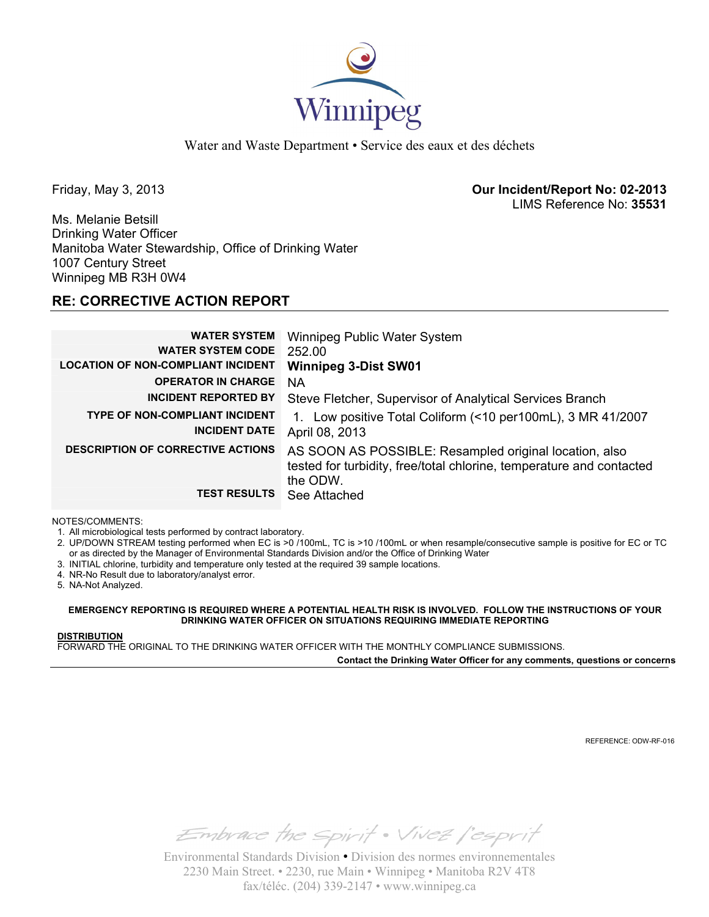Winnipeg

Water and Waste Department • Service des eaux et des déchets

Friday, May 3, 2013

**Our Incident/Report No: 02-2013**
LIMS Reference No: **35531**

Ms. Melanie Betsill
Drinking Water Officer
Manitoba Water Stewardship, Office of Drinking Water
1007 Century Street
Winnipeg MB R3H 0W4

## RE: CORRECTIVE ACTION REPORT

| | |
|---|---|
| **WATER SYSTEM** | Winnipeg Public Water System |
| **WATER SYSTEM CODE** | 252.00 |
| **LOCATION OF NON-COMPLIANT INCIDENT** | **Winnipeg 3-Dist SW01** |
| **OPERATOR IN CHARGE** | NA |
| **INCIDENT REPORTED BY** | Steve Fletcher, Supervisor of Analytical Services Branch |
| **TYPE OF NON-COMPLIANT INCIDENT** | 1. Low positive Total Coliform (<10 per100mL), 3 MR 41/2007 |
| **INCIDENT DATE** | April 08, 2013 |
| **DESCRIPTION OF CORRECTIVE ACTIONS** | AS SOON AS POSSIBLE: Resampled original location, also tested for turbidity, free/total chlorine, temperature and contacted the ODW. |
| **TEST RESULTS** | See Attached |

NOTES/COMMENTS:

1. All microbiological tests performed by contract laboratory.
2. UP/DOWN STREAM testing performed when EC is >0 /100mL, TC is >10 /100mL or when resample/consecutive sample is positive for EC or TC or as directed by the Manager of Environmental Standards Division and/or the Office of Drinking Water
3. INITIAL chlorine, turbidity and temperature only tested at the required 39 sample locations.
4. NR-No Result due to laboratory/analyst error.
5. NA-Not Analyzed.

**EMERGENCY REPORTING IS REQUIRED WHERE A POTENTIAL HEALTH RISK IS INVOLVED. FOLLOW THE INSTRUCTIONS OF YOUR DRINKING WATER OFFICER ON SITUATIONS REQUIRING IMMEDIATE REPORTING**

**DISTRIBUTION**
FORWARD THE ORIGINAL TO THE DRINKING WATER OFFICER WITH THE MONTHLY COMPLIANCE SUBMISSIONS.

**Contact the Drinking Water Officer for any comments, questions or concerns**

REFERENCE: ODW-RF-016

Embrace the Spirit • Vivez l'esprit

Environmental Standards Division • Division des normes environnementales
2230 Main Street. • 2230, rue Main • Winnipeg • Manitoba R2V 4T8
fax/téléc. (204) 339-2147 • www.winnipeg.ca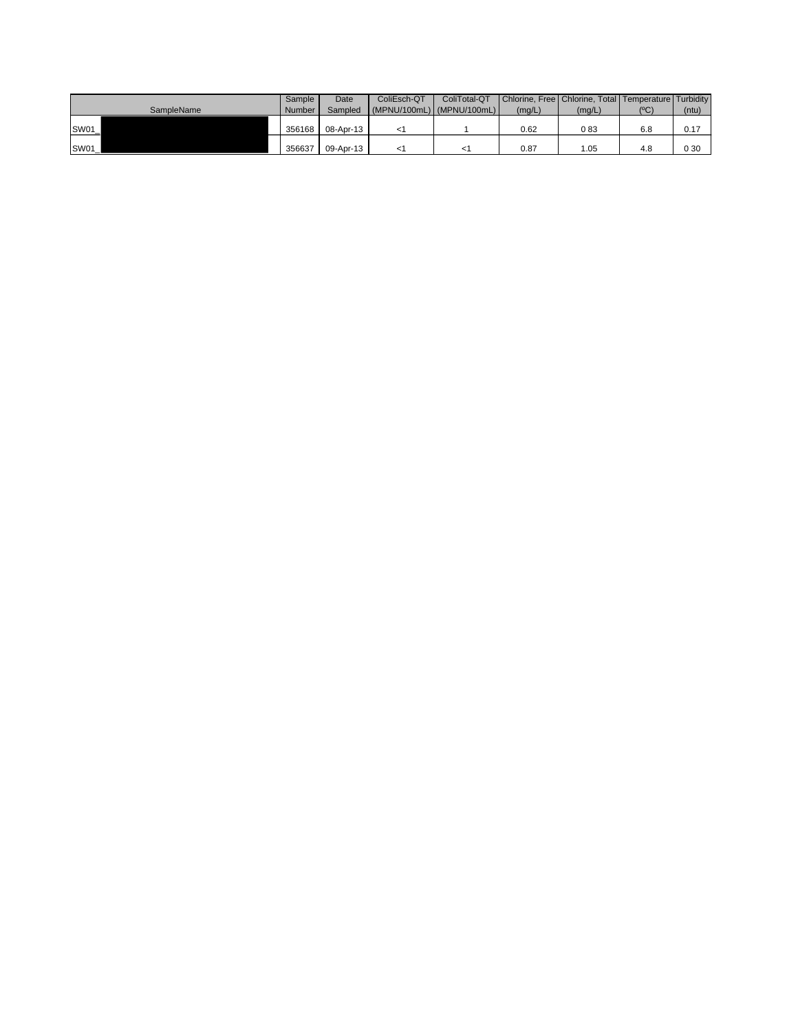| SampleName | Sample Number | Date Sampled | ColiEsch-QT (MPNU/100mL) | ColiTotal-QT (MPNU/100mL) | Chlorine, Free (mg/L) | Chlorine, Total (mg/L) | Temperature (ºC) | Turbidity (ntu) |
|---|---|---|---|---|---|---|---|---|
| SW01_ | 356168 | 08-Apr-13 | <1 | 1 | 0.62 | 0 83 | 6.8 | 0.17 |
| SW01_ | 356637 | 09-Apr-13 | <1 | <1 | 0.87 | 1.05 | 4.8 | 0 30 |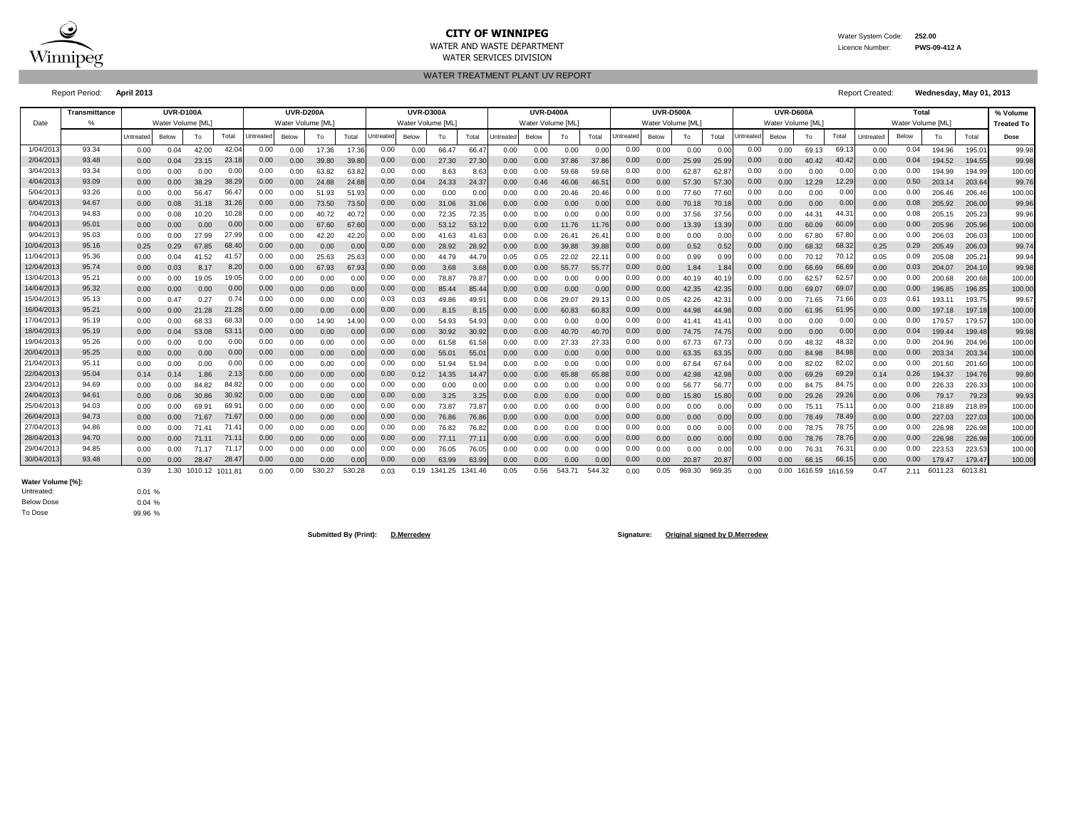# CITY OF WINNIPEG

WATER AND WASTE DEPARTMENT

WATER SERVICES DIVISION

Water System Code: **252.00**

Licence Number: **PWS-09-412 A**

## WATER TREATMENT PLANT UV REPORT

Report Period: **April 2013**

Report Created: **Wednesday, May 01, 2013**

| Date | Transmittance | UVR-D100A | | | | UVR-D200A | | | | UVR-D300A | | | | UVR-D400A | | | | UVR-D500A | | | | UVR-D600A | | | | Total | | | | % Volume |
|---|---|---|---|---|---|---|---|---|---|---|---|---|---|---|---|---|---|---|---|---|---|---|---|---|---|---|---|---|---|---|
| | % | Water Volume [ML] | | | | Water Volume [ML] | | | | Water Volume [ML] | | | | Water Volume [ML] | | | | Water Volume [ML] | | | | Water Volume [ML] | | | | Water Volume [ML] | | | | Treated To |
| | | Untreated | Below | To | Total | Untreated | Below | To | Total | Untreated | Below | To | Total | Untreated | Below | To | Total | Untreated | Below | To | Total | Untreated | Below | To | Total | Untreated | Below | To | Total | Dose |
| 1/04/2013 | 93.34 | 0.00 | 0.04 | 42.00 | 42.04 | 0.00 | 0.00 | 17.36 | 17.36 | 0.00 | 0.00 | 66.47 | 66.47 | 0.00 | 0.00 | 0.00 | 0.00 | 0.00 | 0.00 | 0.00 | 0.00 | 0.00 | 0.00 | 69.13 | 69.13 | 0.00 | 0.04 | 194.96 | 195.01 | 99.98 |
| 2/04/2013 | 93.48 | 0.00 | 0.04 | 23.15 | 23.18 | 0.00 | 0.00 | 39.80 | 39.80 | 0.00 | 0.00 | 27.30 | 27.30 | 0.00 | 0.00 | 37.86 | 37.86 | 0.00 | 0.00 | 25.99 | 25.99 | 0.00 | 0.00 | 40.42 | 40.42 | 0.00 | 0.04 | 194.52 | 194.55 | 99.98 |
| 3/04/2013 | 93.34 | 0.00 | 0.00 | 0.00 | 0.00 | 0.00 | 0.00 | 63.82 | 63.82 | 0.00 | 0.00 | 8.63 | 8.63 | 0.00 | 0.00 | 59.68 | 59.68 | 0.00 | 0.00 | 62.87 | 62.87 | 0.00 | 0.00 | 0.00 | 0.00 | 0.00 | 0.00 | 194.99 | 194.99 | 100.00 |
| 4/04/2013 | 93.09 | 0.00 | 0.00 | 38.29 | 38.29 | 0.00 | 0.00 | 24.88 | 24.88 | 0.00 | 0.04 | 24.33 | 24.37 | 0.00 | 0.46 | 46.06 | 46.51 | 0.00 | 0.00 | 57.30 | 57.30 | 0.00 | 0.00 | 12.29 | 12.29 | 0.00 | 0.50 | 203.14 | 203.64 | 99.76 |
| 5/04/2013 | 93.26 | 0.00 | 0.00 | 56.47 | 56.47 | 0.00 | 0.00 | 51.93 | 51.93 | 0.00 | 0.00 | 0.00 | 0.00 | 0.00 | 0.00 | 20.46 | 20.46 | 0.00 | 0.00 | 77.60 | 77.60 | 0.00 | 0.00 | 0.00 | 0.00 | 0.00 | 0.00 | 206.46 | 206.46 | 100.00 |
| 6/04/2013 | 94.67 | 0.00 | 0.08 | 31.18 | 31.26 | 0.00 | 0.00 | 73.50 | 73.50 | 0.00 | 0.00 | 31.06 | 31.06 | 0.00 | 0.00 | 0.00 | 0.00 | 0.00 | 0.00 | 70.18 | 70.18 | 0.00 | 0.00 | 0.00 | 0.00 | 0.00 | 0.08 | 205.92 | 206.00 | 99.96 |
| 7/04/2013 | 94.83 | 0.00 | 0.08 | 10.20 | 10.28 | 0.00 | 0.00 | 40.72 | 40.72 | 0.00 | 0.00 | 72.35 | 72.35 | 0.00 | 0.00 | 0.00 | 0.00 | 0.00 | 0.00 | 37.56 | 37.56 | 0.00 | 0.00 | 44.31 | 44.31 | 0.00 | 0.08 | 205.15 | 205.23 | 99.96 |
| 8/04/2013 | 95.01 | 0.00 | 0.00 | 0.00 | 0.00 | 0.00 | 0.00 | 67.60 | 67.60 | 0.00 | 0.00 | 53.12 | 53.12 | 0.00 | 0.00 | 11.76 | 11.76 | 0.00 | 0.00 | 13.39 | 13.39 | 0.00 | 0.00 | 60.09 | 60.09 | 0.00 | 0.00 | 205.96 | 205.96 | 100.00 |
| 9/04/2013 | 95.03 | 0.00 | 0.00 | 27.99 | 27.99 | 0.00 | 0.00 | 42.20 | 42.20 | 0.00 | 0.00 | 41.63 | 41.63 | 0.00 | 0.00 | 26.41 | 26.41 | 0.00 | 0.00 | 0.00 | 0.00 | 0.00 | 0.00 | 67.80 | 67.80 | 0.00 | 0.00 | 206.03 | 206.03 | 100.00 |
| 10/04/2013 | 95.16 | 0.25 | 0.29 | 67.85 | 68.40 | 0.00 | 0.00 | 0.00 | 0.00 | 0.00 | 0.00 | 28.92 | 28.92 | 0.00 | 0.00 | 39.88 | 39.88 | 0.00 | 0.00 | 0.52 | 0.52 | 0.00 | 0.00 | 68.32 | 68.32 | 0.25 | 0.29 | 205.49 | 206.03 | 99.74 |
| 11/04/2013 | 95.36 | 0.00 | 0.04 | 41.52 | 41.57 | 0.00 | 0.00 | 25.63 | 25.63 | 0.00 | 0.00 | 44.79 | 44.79 | 0.05 | 0.05 | 22.02 | 22.11 | 0.00 | 0.00 | 0.99 | 0.99 | 0.00 | 0.00 | 70.12 | 70.12 | 0.05 | 0.09 | 205.08 | 205.21 | 99.94 |
| 12/04/2013 | 95.74 | 0.00 | 0.03 | 8.17 | 8.20 | 0.00 | 0.00 | 67.93 | 67.93 | 0.00 | 0.00 | 3.68 | 3.68 | 0.00 | 0.00 | 55.77 | 55.77 | 0.00 | 0.00 | 1.84 | 1.84 | 0.00 | 0.00 | 66.69 | 66.69 | 0.00 | 0.03 | 204.07 | 204.10 | 99.98 |
| 13/04/2013 | 95.21 | 0.00 | 0.00 | 19.05 | 19.05 | 0.00 | 0.00 | 0.00 | 0.00 | 0.00 | 0.00 | 78.87 | 78.87 | 0.00 | 0.00 | 0.00 | 0.00 | 0.00 | 0.00 | 40.19 | 40.19 | 0.00 | 0.00 | 62.57 | 62.57 | 0.00 | 0.00 | 200.68 | 200.68 | 100.00 |
| 14/04/2013 | 95.32 | 0.00 | 0.00 | 0.00 | 0.00 | 0.00 | 0.00 | 0.00 | 0.00 | 0.00 | 0.00 | 85.44 | 85.44 | 0.00 | 0.00 | 0.00 | 0.00 | 0.00 | 0.00 | 42.35 | 42.35 | 0.00 | 0.00 | 69.07 | 69.07 | 0.00 | 0.00 | 196.85 | 196.85 | 100.00 |
| 15/04/2013 | 95.13 | 0.00 | 0.47 | 0.27 | 0.74 | 0.00 | 0.00 | 0.00 | 0.00 | 0.03 | 0.03 | 49.86 | 49.91 | 0.00 | 0.06 | 29.07 | 29.13 | 0.00 | 0.05 | 42.26 | 42.31 | 0.00 | 0.00 | 71.65 | 71.66 | 0.03 | 0.61 | 193.11 | 193.75 | 99.67 |
| 16/04/2013 | 95.21 | 0.00 | 0.00 | 21.28 | 21.28 | 0.00 | 0.00 | 0.00 | 0.00 | 0.00 | 0.00 | 8.15 | 8.15 | 0.00 | 0.00 | 60.83 | 60.83 | 0.00 | 0.00 | 44.98 | 44.98 | 0.00 | 0.00 | 61.95 | 61.95 | 0.00 | 0.00 | 197.18 | 197.18 | 100.00 |
| 17/04/2013 | 95.19 | 0.00 | 0.00 | 68.33 | 68.33 | 0.00 | 0.00 | 14.90 | 14.90 | 0.00 | 0.00 | 54.93 | 54.93 | 0.00 | 0.00 | 0.00 | 0.00 | 0.00 | 0.00 | 41.41 | 41.41 | 0.00 | 0.00 | 0.00 | 0.00 | 0.00 | 0.00 | 179.57 | 179.57 | 100.00 |
| 18/04/2013 | 95.19 | 0.00 | 0.04 | 53.08 | 53.11 | 0.00 | 0.00 | 0.00 | 0.00 | 0.00 | 0.00 | 30.92 | 30.92 | 0.00 | 0.00 | 40.70 | 40.70 | 0.00 | 0.00 | 74.75 | 74.75 | 0.00 | 0.00 | 0.00 | 0.00 | 0.00 | 0.04 | 199.44 | 199.48 | 99.98 |
| 19/04/2013 | 95.26 | 0.00 | 0.00 | 0.00 | 0.00 | 0.00 | 0.00 | 0.00 | 0.00 | 0.00 | 0.00 | 61.58 | 61.58 | 0.00 | 0.00 | 27.33 | 27.33 | 0.00 | 0.00 | 67.73 | 67.73 | 0.00 | 0.00 | 48.32 | 48.32 | 0.00 | 0.00 | 204.96 | 204.96 | 100.00 |
| 20/04/2013 | 95.25 | 0.00 | 0.00 | 0.00 | 0.00 | 0.00 | 0.00 | 0.00 | 0.00 | 0.00 | 0.00 | 55.01 | 55.01 | 0.00 | 0.00 | 0.00 | 0.00 | 0.00 | 0.00 | 63.35 | 63.35 | 0.00 | 0.00 | 84.98 | 84.98 | 0.00 | 0.00 | 203.34 | 203.34 | 100.00 |
| 21/04/2013 | 95.11 | 0.00 | 0.00 | 0.00 | 0.00 | 0.00 | 0.00 | 0.00 | 0.00 | 0.00 | 0.00 | 51.94 | 51.94 | 0.00 | 0.00 | 0.00 | 0.00 | 0.00 | 0.00 | 67.64 | 67.64 | 0.00 | 0.00 | 82.02 | 82.02 | 0.00 | 0.00 | 201.60 | 201.60 | 100.00 |
| 22/04/2013 | 95.04 | 0.14 | 0.14 | 1.86 | 2.13 | 0.00 | 0.00 | 0.00 | 0.00 | 0.00 | 0.12 | 14.35 | 14.47 | 0.00 | 0.00 | 65.88 | 65.88 | 0.00 | 0.00 | 42.98 | 42.98 | 0.00 | 0.00 | 69.29 | 69.29 | 0.14 | 0.26 | 194.37 | 194.76 | 99.80 |
| 23/04/2013 | 94.69 | 0.00 | 0.00 | 84.82 | 84.82 | 0.00 | 0.00 | 0.00 | 0.00 | 0.00 | 0.00 | 0.00 | 0.00 | 0.00 | 0.00 | 0.00 | 0.00 | 0.00 | 0.00 | 56.77 | 56.77 | 0.00 | 0.00 | 84.75 | 84.75 | 0.00 | 0.00 | 226.33 | 226.33 | 100.00 |
| 24/04/2013 | 94.61 | 0.00 | 0.06 | 30.86 | 30.92 | 0.00 | 0.00 | 0.00 | 0.00 | 0.00 | 0.00 | 3.25 | 3.25 | 0.00 | 0.00 | 0.00 | 0.00 | 0.00 | 0.00 | 15.80 | 15.80 | 0.00 | 0.00 | 29.26 | 29.26 | 0.00 | 0.06 | 79.17 | 79.23 | 99.93 |
| 25/04/2013 | 94.03 | 0.00 | 0.00 | 69.91 | 69.91 | 0.00 | 0.00 | 0.00 | 0.00 | 0.00 | 0.00 | 73.87 | 73.87 | 0.00 | 0.00 | 0.00 | 0.00 | 0.00 | 0.00 | 0.00 | 0.00 | 0.00 | 0.00 | 75.11 | 75.11 | 0.00 | 0.00 | 218.89 | 218.89 | 100.00 |
| 26/04/2013 | 94.73 | 0.00 | 0.00 | 71.67 | 71.67 | 0.00 | 0.00 | 0.00 | 0.00 | 0.00 | 0.00 | 76.86 | 76.86 | 0.00 | 0.00 | 0.00 | 0.00 | 0.00 | 0.00 | 0.00 | 0.00 | 0.00 | 0.00 | 78.49 | 78.49 | 0.00 | 0.00 | 227.03 | 227.03 | 100.00 |
| 27/04/2013 | 94.86 | 0.00 | 0.00 | 71.41 | 71.41 | 0.00 | 0.00 | 0.00 | 0.00 | 0.00 | 0.00 | 76.82 | 76.82 | 0.00 | 0.00 | 0.00 | 0.00 | 0.00 | 0.00 | 0.00 | 0.00 | 0.00 | 0.00 | 78.75 | 78.75 | 0.00 | 0.00 | 226.98 | 226.98 | 100.00 |
| 28/04/2013 | 94.70 | 0.00 | 0.00 | 71.11 | 71.11 | 0.00 | 0.00 | 0.00 | 0.00 | 0.00 | 0.00 | 77.11 | 77.11 | 0.00 | 0.00 | 0.00 | 0.00 | 0.00 | 0.00 | 0.00 | 0.00 | 0.00 | 0.00 | 78.76 | 78.76 | 0.00 | 0.00 | 226.98 | 226.98 | 100.00 |
| 29/04/2013 | 94.85 | 0.00 | 0.00 | 71.17 | 71.17 | 0.00 | 0.00 | 0.00 | 0.00 | 0.00 | 0.00 | 76.05 | 76.05 | 0.00 | 0.00 | 0.00 | 0.00 | 0.00 | 0.00 | 0.00 | 0.00 | 0.00 | 0.00 | 76.31 | 76.31 | 0.00 | 0.00 | 223.53 | 223.53 | 100.00 |
| 30/04/2013 | 93.48 | 0.00 | 0.00 | 28.47 | 28.47 | 0.00 | 0.00 | 0.00 | 0.00 | 0.00 | 0.00 | 63.99 | 63.99 | 0.00 | 0.00 | 0.00 | 0.00 | 0.00 | 0.00 | 20.87 | 20.87 | 0.00 | 0.00 | 66.15 | 66.15 | 0.00 | 0.00 | 179.47 | 179.47 | 100.00 |
| | | 0.39 | 1.30 | 1010.12 | 1011.81 | 0.00 | 0.00 | 530.27 | 530.28 | 0.03 | 0.19 | 1341.25 | 1341.46 | 0.05 | 0.56 | 543.71 | 544.32 | 0.00 | 0.05 | 969.30 | 969.35 | 0.00 | 0.00 | 1616.59 | 1616.59 | 0.47 | 2.11 | 6011.23 | 6013.81 | |

**Water Volume [%]:**

| | |
|---|---|
| Untreated: | 0.01 % |
| Below Dose | 0.04 % |
| To Dose | 99.96 % |

**Submitted By (Print):** **D.Merredew**

**Signature:** **Original signed by D.Merredew**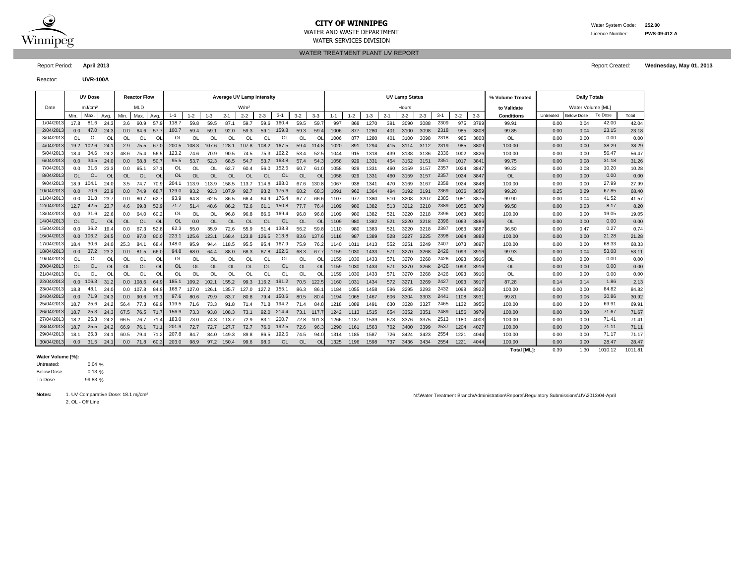**CITY OF WINNIPEG**
WATER AND WASTE DEPARTMENT
WATER SERVICES DIVISION

Water System Code: **252.00**
Licence Number: **PWS-09-412 A**

WATER TREATMENT PLANT UV REPORT

Report Period: **April 2013**

Report Created: **Wednesday, May 01, 2013**

Reactor: **UVR-100A**

| Date | UV Dose mJ/cm² | | | Reactor Flow MLD | | | Average UV Lamp Intensity W/m² | | | | | | | | | UV Lamp Status Hours | | | | | | | | | % Volume Treated to Validate | Daily Totals Water Volume [ML] | | | |
|---|---|---|---|---|---|---|---|---|---|---|---|---|---|---|---|---|---|---|---|---|---|---|---|---|---|---|---|---|---|
| | Min. | Max. | Avg. | Min. | Max. | Avg. | 1-1 | 1-2 | 1-3 | 2-1 | 2-2 | 2-3 | 3-1 | 3-2 | 3-3 | 1-1 | 1-2 | 1-3 | 2-1 | 2-2 | 2-3 | 3-1 | 3-2 | 3-3 | Conditions | Untreated | Below Dose | To Dose | Total |
| 1/04/2013 | 17.8 | 81.6 | 24.3 | 3.6 | 60.9 | 57.9 | 118.7 | 59.8 | 59.5 | 87.1 | 59.7 | 59.6 | 160.4 | 59.5 | 59.7 | 997 | 868 | 1270 | 391 | 3090 | 3088 | 2309 | 975 | 3799 | 99.91 | 0.00 | 0.04 | 42.00 | 42.04 |
| 2/04/2013 | 0.0 | 47.0 | 24.3 | 0.0 | 64.6 | 57.7 | 100.7 | 59.4 | 59.1 | 92.0 | 59.3 | 59.1 | 159.8 | 59.3 | 59.4 | 1006 | 877 | 1280 | 401 | 3100 | 3098 | 2318 | 985 | 3808 | 99.85 | 0.00 | 0.04 | 23.15 | 23.18 |
| 3/04/2013 | OL | OL | OL | OL | OL | OL | OL | OL | OL | OL | OL | OL | OL | OL | OL | 1006 | 877 | 1280 | 401 | 3100 | 3098 | 2318 | 985 | 3808 | OL | 0.00 | 0.00 | 0.00 | 0.00 |
| 4/04/2013 | 19.2 | 102.6 | 24.1 | 2.9 | 75.5 | 67.0 | 200.5 | 108.3 | 107.6 | 128.1 | 107.8 | 108.2 | 167.5 | 59.4 | 114.8 | 1020 | 891 | 1294 | 415 | 3114 | 3112 | 2319 | 985 | 3809 | 100.00 | 0.00 | 0.00 | 38.29 | 38.29 |
| 5/04/2013 | 18.4 | 34.6 | 24.2 | 48.6 | 75.4 | 56.5 | 123.2 | 74.6 | 70.9 | 90.5 | 74.5 | 75.3 | 162.2 | 53.4 | 52.5 | 1044 | 915 | 1318 | 439 | 3138 | 3136 | 2336 | 1002 | 3826 | 100.00 | 0.00 | 0.00 | 56.47 | 56.47 |
| 6/04/2013 | 0.0 | 34.5 | 24.0 | 0.0 | 58.8 | 50.7 | 95.5 | 53.7 | 52.3 | 68.5 | 54.7 | 53.7 | 163.8 | 57.4 | 54.3 | 1058 | 929 | 1331 | 454 | 3152 | 3151 | 2351 | 1017 | 3841 | 99.75 | 0.00 | 0.08 | 31.18 | 31.26 |
| 7/04/2013 | 0.0 | 31.6 | 23.3 | 0.0 | 65.1 | 37.1 | OL | OL | OL | 62.7 | 60.4 | 56.0 | 152.5 | 60.7 | 61.0 | 1058 | 929 | 1331 | 460 | 3159 | 3157 | 2357 | 1024 | 3847 | 99.22 | 0.00 | 0.08 | 10.20 | 10.28 |
| 8/04/2013 | OL | OL | OL | OL | OL | OL | OL | OL | OL | OL | OL | OL | OL | OL | OL | 1058 | 929 | 1331 | 460 | 3159 | 3157 | 2357 | 1024 | 3847 | OL | 0.00 | 0.00 | 0.00 | 0.00 |
| 9/04/2013 | 18.9 | 104.1 | 24.0 | 3.5 | 74.7 | 70.9 | 204.1 | 113.9 | 113.9 | 158.5 | 113.7 | 114.6 | 188.0 | 67.6 | 130.8 | 1067 | 938 | 1341 | 470 | 3169 | 3167 | 2358 | 1024 | 3848 | 100.00 | 0.00 | 0.00 | 27.99 | 27.99 |
| 10/04/2013 | 0.0 | 70.6 | 23.9 | 0.0 | 74.9 | 68.7 | 129.0 | 93.2 | 92.3 | 107.9 | 92.7 | 93.2 | 175.6 | 68.2 | 68.3 | 1091 | 962 | 1364 | 494 | 3192 | 3191 | 2369 | 1036 | 3859 | 99.20 | 0.25 | 0.29 | 67.85 | 68.40 |
| 11/04/2013 | 0.0 | 31.8 | 23.7 | 0.0 | 80.7 | 62.7 | 93.9 | 64.8 | 62.5 | 86.5 | 66.4 | 64.9 | 176.4 | 67.7 | 66.6 | 1107 | 977 | 1380 | 510 | 3208 | 3207 | 2385 | 1051 | 3875 | 99.90 | 0.00 | 0.04 | 41.52 | 41.57 |
| 12/04/2013 | 12.7 | 42.5 | 23.7 | 4.6 | 69.8 | 52.9 | 71.7 | 51.4 | 48.6 | 86.2 | 72.6 | 61.1 | 150.8 | 77.7 | 76.4 | 1109 | 980 | 1382 | 513 | 3212 | 3210 | 2389 | 1055 | 3879 | 99.58 | 0.00 | 0.03 | 8.17 | 8.20 |
| 13/04/2013 | 0.0 | 31.6 | 22.6 | 0.0 | 64.0 | 60.2 | OL | OL | OL | 96.8 | 96.8 | 86.6 | 169.4 | 96.8 | 96.8 | 1109 | 980 | 1382 | 521 | 3220 | 3218 | 2396 | 1063 | 3886 | 100.00 | 0.00 | 0.00 | 19.05 | 19.05 |
| 14/04/2013 | OL | OL | OL | OL | OL | OL | OL | 0.0 | OL | OL | OL | OL | OL | OL | OL | 1109 | 980 | 1382 | 521 | 3220 | 3218 | 2396 | 1063 | 3886 | OL | 0.00 | 0.00 | 0.00 | 0.00 |
| 15/04/2013 | 0.0 | 36.2 | 19.4 | 0.0 | 67.3 | 52.8 | 62.3 | 55.0 | 35.9 | 72.6 | 55.9 | 51.4 | 138.8 | 56.2 | 59.8 | 1110 | 980 | 1383 | 521 | 3220 | 3218 | 2397 | 1063 | 3887 | 36.50 | 0.00 | 0.47 | 0.27 | 0.74 |
| 16/04/2013 | 0.0 | 106.2 | 24.5 | 0.0 | 97.0 | 80.0 | 223.1 | 125.6 | 123.1 | 168.4 | 123.8 | 126.5 | 213.8 | 83.6 | 137.6 | 1116 | 987 | 1389 | 528 | 3227 | 3225 | 2398 | 1064 | 3888 | 100.00 | 0.00 | 0.00 | 21.28 | 21.28 |
| 17/04/2013 | 18.4 | 30.6 | 24.0 | 25.3 | 84.1 | 68.4 | 148.0 | 95.9 | 94.4 | 118.5 | 95.5 | 95.4 | 167.9 | 75.9 | 76.2 | 1140 | 1011 | 1413 | 552 | 3251 | 3249 | 2407 | 1073 | 3897 | 100.00 | 0.00 | 0.00 | 68.33 | 68.33 |
| 18/04/2013 | 0.0 | 37.2 | 23.2 | 0.0 | 81.5 | 66.0 | 94.8 | 68.0 | 64.4 | 88.0 | 68.3 | 67.8 | 162.6 | 68.3 | 67.7 | 1159 | 1030 | 1433 | 571 | 3270 | 3268 | 2426 | 1093 | 3916 | 99.93 | 0.00 | 0.04 | 53.08 | 53.11 |
| 19/04/2013 | OL | OL | OL | OL | OL | OL | OL | OL | OL | OL | OL | OL | OL | OL | OL | 1159 | 1030 | 1433 | 571 | 3270 | 3268 | 2426 | 1093 | 3916 | OL | 0.00 | 0.00 | 0.00 | 0.00 |
| 20/04/2013 | OL | OL | OL | OL | OL | OL | OL | OL | OL | OL | OL | OL | OL | OL | OL | 1159 | 1030 | 1433 | 571 | 3270 | 3268 | 2426 | 1093 | 3916 | OL | 0.00 | 0.00 | 0.00 | 0.00 |
| 21/04/2013 | OL | OL | OL | OL | OL | OL | OL | OL | OL | OL | OL | OL | OL | OL | OL | 1159 | 1030 | 1433 | 571 | 3270 | 3268 | 2426 | 1093 | 3916 | OL | 0.00 | 0.00 | 0.00 | 0.00 |
| 22/04/2013 | 0.0 | 106.3 | 31.2 | 0.0 | 108.6 | 64.9 | 185.1 | 109.2 | 102.1 | 155.2 | 99.3 | 116.2 | 191.2 | 70.5 | 122.5 | 1160 | 1031 | 1434 | 572 | 3271 | 3269 | 2427 | 1093 | 3917 | 87.28 | 0.14 | 0.14 | 1.86 | 2.13 |
| 23/04/2013 | 18.8 | 48.1 | 24.0 | 0.0 | 107.8 | 84.9 | 168.7 | 127.0 | 126.1 | 135.7 | 127.0 | 127.2 | 155.1 | 86.3 | 86.1 | 1184 | 1055 | 1458 | 596 | 3295 | 3293 | 2432 | 1098 | 3922 | 100.00 | 0.00 | 0.00 | 84.82 | 84.82 |
| 24/04/2013 | 0.0 | 71.9 | 24.3 | 0.0 | 90.6 | 79.1 | 97.6 | 80.6 | 79.9 | 83.7 | 80.8 | 79.4 | 150.6 | 80.5 | 80.4 | 1194 | 1065 | 1467 | 606 | 3304 | 3303 | 2441 | 1108 | 3931 | 99.81 | 0.00 | 0.06 | 30.86 | 30.92 |
| 25/04/2013 | 18.7 | 25.6 | 24.2 | 56.4 | 77.3 | 69.9 | 119.5 | 71.6 | 73.3 | 91.8 | 71.4 | 71.8 | 194.2 | 71.4 | 84.8 | 1218 | 1089 | 1491 | 630 | 3328 | 3327 | 2465 | 1132 | 3955 | 100.00 | 0.00 | 0.00 | 69.91 | 69.91 |
| 26/04/2013 | 18.7 | 25.3 | 24.3 | 67.5 | 76.5 | 71.7 | 156.9 | 73.3 | 93.8 | 108.3 | 73.1 | 92.0 | 214.4 | 73.1 | 117.7 | 1242 | 1113 | 1515 | 654 | 3352 | 3351 | 2489 | 1156 | 3979 | 100.00 | 0.00 | 0.00 | 71.67 | 71.67 |
| 27/04/2013 | 18.2 | 25.3 | 24.2 | 66.5 | 76.7 | 71.4 | 183.0 | 73.0 | 74.3 | 113.7 | 72.9 | 83.1 | 200.7 | 72.8 | 101.3 | 1266 | 1137 | 1539 | 678 | 3376 | 3375 | 2513 | 1180 | 4003 | 100.00 | 0.00 | 0.00 | 71.41 | 71.41 |
| 28/04/2013 | 18.7 | 25.5 | 24.2 | 66.9 | 76.1 | 71.1 | 201.9 | 72.7 | 72.7 | 127.7 | 72.7 | 76.0 | 192.5 | 72.6 | 96.3 | 1290 | 1161 | 1563 | 702 | 3400 | 3399 | 2537 | 1204 | 4027 | 100.00 | 0.00 | 0.00 | 71.11 | 71.11 |
| 29/04/2013 | 18.1 | 25.3 | 24.1 | 60.5 | 79.4 | 71.2 | 207.8 | 84.7 | 84.0 | 149.3 | 89.8 | 86.5 | 192.6 | 74.5 | 94.0 | 1314 | 1185 | 1587 | 726 | 3424 | 3423 | 2554 | 1221 | 4044 | 100.00 | 0.00 | 0.00 | 71.17 | 71.17 |
| 30/04/2013 | 0.0 | 31.5 | 24.1 | 0.0 | 71.8 | 60.3 | 203.0 | 98.9 | 97.2 | 150.4 | 99.6 | 98.0 | OL | OL | OL | 1325 | 1196 | 1598 | 737 | 3436 | 3434 | 2554 | 1221 | 4044 | 100.00 | 0.00 | 0.00 | 28.47 | 28.47 |
| | | | | | | | | | | | | | | | | | | | | | | | | | **Total [ML]:** | 0.39 | 1.30 | 1010.12 | 1011.81 |

**Water Volume [%]:**

Untreated: 0.04 %
Below Dose: 0.13 %
To Dose: 99.83 %

**Notes:** 1. UV Comparative Dose: 18.1 mj/cm²
2. OL - Off Line

N:\Water Treatment Branch\Administration\Reports\Regulatory Submissions\UV\2013\04-April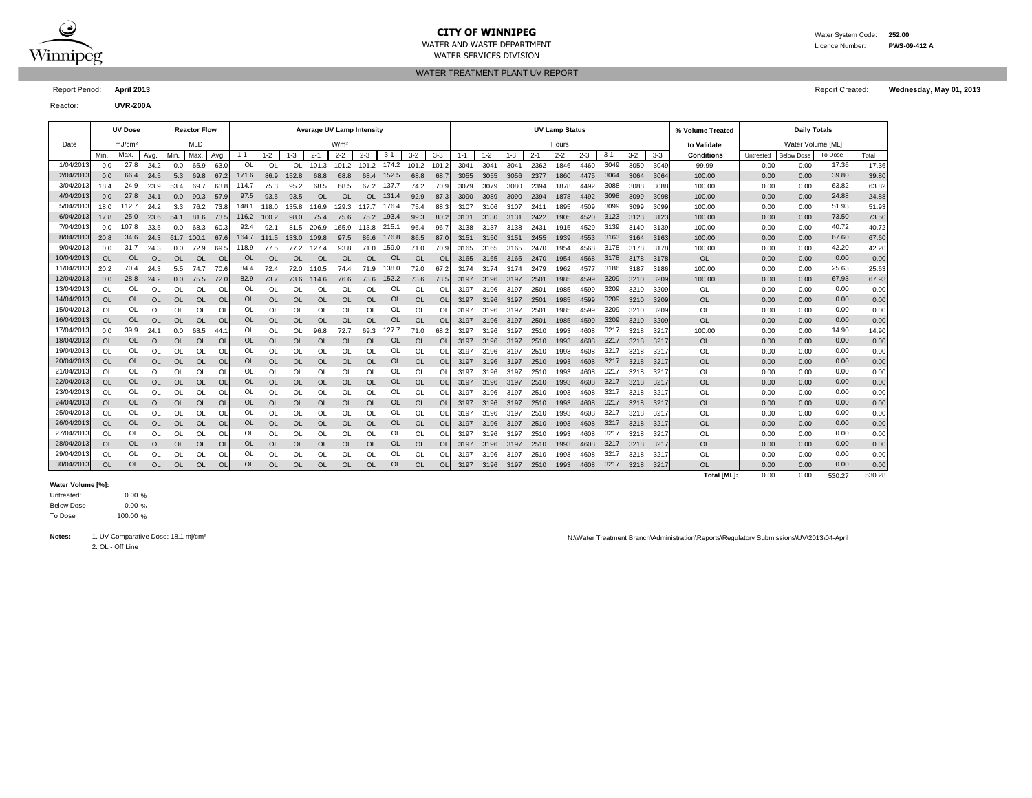**CITY OF WINNIPEG**
WATER AND WASTE DEPARTMENT
WATER SERVICES DIVISION

Water System Code: **252.00**
Licence Number: **PWS-09-412 A**

WATER TREATMENT PLANT UV REPORT

Report Period: **April 2013**
Reactor: **UVR-200A**

Report Created: **Wednesday, May 01, 2013**

| Date | UV Dose | | | Reactor Flow | | | Average UV Lamp Intensity | | | | | | | | | UV Lamp Status | | | | | | | | | % Volume Treated | Daily Totals | | | |
|---|---|---|---|---|---|---|---|---|---|---|---|---|---|---|---|---|---|---|---|---|---|---|---|---|---|---|---|---|---|
| | mJ/cm² | | | MLD | | | W/m² | | | | | | | | | Hours | | | | | | | | | to Validate | Water Volume [ML] | | | |
| | Min. | Max. | Avg. | Min. | Max. | Avg. | 1-1 | 1-2 | 1-3 | 2-1 | 2-2 | 2-3 | 3-1 | 3-2 | 3-3 | 1-1 | 1-2 | 1-3 | 2-1 | 2-2 | 2-3 | 3-1 | 3-2 | 3-3 | Conditions | Untreated | Below Dose | To Dose | Total |
| 1/04/2013 | 0.0 | 27.8 | 24.2 | 0.0 | 65.9 | 63.0 | OL | OL | OL | 101.3 | 101.2 | 101.2 | 174.2 | 101.2 | 101.2 | 3041 | 3041 | 3041 | 2362 | 1846 | 4460 | 3049 | 3050 | 3049 | 99.99 | 0.00 | 0.00 | 17.36 | 17.36 |
| 2/04/2013 | 0.0 | 66.4 | 24.5 | 5.3 | 69.8 | 67.2 | 171.6 | 86.9 | 152.8 | 68.8 | 68.8 | 68.4 | 152.5 | 68.8 | 68.7 | 3055 | 3055 | 3056 | 2377 | 1860 | 4475 | 3064 | 3064 | 3064 | 100.00 | 0.00 | 0.00 | 39.80 | 39.80 |
| 3/04/2013 | 18.4 | 24.9 | 23.9 | 53.4 | 69.7 | 63.8 | 114.7 | 75.3 | 95.2 | 68.5 | 68.5 | 67.2 | 137.7 | 74.2 | 70.9 | 3079 | 3079 | 3080 | 2394 | 1878 | 4492 | 3088 | 3088 | 3088 | 100.00 | 0.00 | 0.00 | 63.82 | 63.82 |
| 4/04/2013 | 0.0 | 27.8 | 24.1 | 0.0 | 90.3 | 57.9 | 97.5 | 93.5 | 93.5 | OL | OL | OL | 131.4 | 92.9 | 87.3 | 3090 | 3089 | 3090 | 2394 | 1878 | 4492 | 3098 | 3099 | 3098 | 100.00 | 0.00 | 0.00 | 24.88 | 24.88 |
| 5/04/2013 | 18.0 | 112.7 | 24.2 | 3.3 | 76.2 | 73.8 | 148.1 | 118.0 | 135.8 | 116.9 | 129.3 | 117.7 | 176.4 | 75.4 | 88.3 | 3107 | 3106 | 3107 | 2411 | 1895 | 4509 | 3099 | 3099 | 3099 | 100.00 | 0.00 | 0.00 | 51.93 | 51.93 |
| 6/04/2013 | 17.8 | 25.0 | 23.6 | 54.1 | 81.6 | 73.5 | 116.2 | 100.2 | 98.0 | 75.4 | 75.6 | 75.2 | 193.4 | 99.3 | 80.2 | 3131 | 3130 | 3131 | 2422 | 1905 | 4520 | 3123 | 3123 | 3123 | 100.00 | 0.00 | 0.00 | 73.50 | 73.50 |
| 7/04/2013 | 0.0 | 107.8 | 23.5 | 0.0 | 68.3 | 60.3 | 92.4 | 92.1 | 81.5 | 206.9 | 165.9 | 113.8 | 215.1 | 96.4 | 96.7 | 3138 | 3137 | 3138 | 2431 | 1915 | 4529 | 3139 | 3140 | 3139 | 100.00 | 0.00 | 0.00 | 40.72 | 40.72 |
| 8/04/2013 | 20.8 | 34.6 | 24.3 | 61.7 | 100.1 | 67.6 | 164.7 | 111.5 | 133.0 | 109.8 | 97.5 | 86.6 | 176.8 | 86.5 | 87.0 | 3151 | 3150 | 3151 | 2455 | 1939 | 4553 | 3163 | 3164 | 3163 | 100.00 | 0.00 | 0.00 | 67.60 | 67.60 |
| 9/04/2013 | 0.0 | 31.7 | 24.3 | 0.0 | 72.9 | 69.5 | 118.9 | 77.5 | 77.2 | 127.4 | 93.8 | 71.0 | 159.0 | 71.0 | 70.9 | 3165 | 3165 | 3165 | 2470 | 1954 | 4568 | 3178 | 3178 | 3178 | 100.00 | 0.00 | 0.00 | 42.20 | 42.20 |
| 10/04/2013 | OL | OL | OL | OL | OL | OL | OL | OL | OL | OL | OL | OL | OL | OL | OL | 3165 | 3165 | 3165 | 2470 | 1954 | 4568 | 3178 | 3178 | 3178 | OL | 0.00 | 0.00 | 0.00 | 0.00 |
| 11/04/2013 | 20.2 | 70.4 | 24.3 | 5.5 | 74.7 | 70.6 | 84.4 | 72.4 | 72.0 | 110.5 | 74.4 | 71.9 | 138.0 | 72.0 | 67.2 | 3174 | 3174 | 3174 | 2479 | 1962 | 4577 | 3186 | 3187 | 3186 | 100.00 | 0.00 | 0.00 | 25.63 | 25.63 |
| 12/04/2013 | 0.0 | 28.8 | 24.2 | 0.0 | 75.5 | 72.0 | 82.9 | 73.7 | 73.6 | 114.6 | 76.6 | 73.6 | 152.2 | 73.6 | 73.5 | 3197 | 3196 | 3197 | 2501 | 1985 | 4599 | 3209 | 3210 | 3209 | 100.00 | 0.00 | 0.00 | 67.93 | 67.93 |
| 13/04/2013 | OL | OL | OL | OL | OL | OL | OL | OL | OL | OL | OL | OL | OL | OL | OL | 3197 | 3196 | 3197 | 2501 | 1985 | 4599 | 3209 | 3210 | 3209 | OL | 0.00 | 0.00 | 0.00 | 0.00 |
| 14/04/2013 | OL | OL | OL | OL | OL | OL | OL | OL | OL | OL | OL | OL | OL | OL | OL | 3197 | 3196 | 3197 | 2501 | 1985 | 4599 | 3209 | 3210 | 3209 | OL | 0.00 | 0.00 | 0.00 | 0.00 |
| 15/04/2013 | OL | OL | OL | OL | OL | OL | OL | OL | OL | OL | OL | OL | OL | OL | OL | 3197 | 3196 | 3197 | 2501 | 1985 | 4599 | 3209 | 3210 | 3209 | OL | 0.00 | 0.00 | 0.00 | 0.00 |
| 16/04/2013 | OL | OL | OL | OL | OL | OL | OL | OL | OL | OL | OL | OL | OL | OL | OL | 3197 | 3196 | 3197 | 2501 | 1985 | 4599 | 3209 | 3210 | 3209 | OL | 0.00 | 0.00 | 0.00 | 0.00 |
| 17/04/2013 | 0.0 | 39.9 | 24.1 | 0.0 | 68.5 | 44.1 | OL | OL | OL | 96.8 | 72.7 | 69.3 | 127.7 | 71.0 | 68.2 | 3197 | 3196 | 3197 | 2510 | 1993 | 4608 | 3217 | 3218 | 3217 | 100.00 | 0.00 | 0.00 | 14.90 | 14.90 |
| 18/04/2013 | OL | OL | OL | OL | OL | OL | OL | OL | OL | OL | OL | OL | OL | OL | OL | 3197 | 3196 | 3197 | 2510 | 1993 | 4608 | 3217 | 3218 | 3217 | OL | 0.00 | 0.00 | 0.00 | 0.00 |
| 19/04/2013 | OL | OL | OL | OL | OL | OL | OL | OL | OL | OL | OL | OL | OL | OL | OL | 3197 | 3196 | 3197 | 2510 | 1993 | 4608 | 3217 | 3218 | 3217 | OL | 0.00 | 0.00 | 0.00 | 0.00 |
| 20/04/2013 | OL | OL | OL | OL | OL | OL | OL | OL | OL | OL | OL | OL | OL | OL | OL | 3197 | 3196 | 3197 | 2510 | 1993 | 4608 | 3217 | 3218 | 3217 | OL | 0.00 | 0.00 | 0.00 | 0.00 |
| 21/04/2013 | OL | OL | OL | OL | OL | OL | OL | OL | OL | OL | OL | OL | OL | OL | OL | 3197 | 3196 | 3197 | 2510 | 1993 | 4608 | 3217 | 3218 | 3217 | OL | 0.00 | 0.00 | 0.00 | 0.00 |
| 22/04/2013 | OL | OL | OL | OL | OL | OL | OL | OL | OL | OL | OL | OL | OL | OL | OL | 3197 | 3196 | 3197 | 2510 | 1993 | 4608 | 3217 | 3218 | 3217 | OL | 0.00 | 0.00 | 0.00 | 0.00 |
| 23/04/2013 | OL | OL | OL | OL | OL | OL | OL | OL | OL | OL | OL | OL | OL | OL | OL | 3197 | 3196 | 3197 | 2510 | 1993 | 4608 | 3217 | 3218 | 3217 | OL | 0.00 | 0.00 | 0.00 | 0.00 |
| 24/04/2013 | OL | OL | OL | OL | OL | OL | OL | OL | OL | OL | OL | OL | OL | OL | OL | 3197 | 3196 | 3197 | 2510 | 1993 | 4608 | 3217 | 3218 | 3217 | OL | 0.00 | 0.00 | 0.00 | 0.00 |
| 25/04/2013 | OL | OL | OL | OL | OL | OL | OL | OL | OL | OL | OL | OL | OL | OL | OL | 3197 | 3196 | 3197 | 2510 | 1993 | 4608 | 3217 | 3218 | 3217 | OL | 0.00 | 0.00 | 0.00 | 0.00 |
| 26/04/2013 | OL | OL | OL | OL | OL | OL | OL | OL | OL | OL | OL | OL | OL | OL | OL | 3197 | 3196 | 3197 | 2510 | 1993 | 4608 | 3217 | 3218 | 3217 | OL | 0.00 | 0.00 | 0.00 | 0.00 |
| 27/04/2013 | OL | OL | OL | OL | OL | OL | OL | OL | OL | OL | OL | OL | OL | OL | OL | 3197 | 3196 | 3197 | 2510 | 1993 | 4608 | 3217 | 3218 | 3217 | OL | 0.00 | 0.00 | 0.00 | 0.00 |
| 28/04/2013 | OL | OL | OL | OL | OL | OL | OL | OL | OL | OL | OL | OL | OL | OL | OL | 3197 | 3196 | 3197 | 2510 | 1993 | 4608 | 3217 | 3218 | 3217 | OL | 0.00 | 0.00 | 0.00 | 0.00 |
| 29/04/2013 | OL | OL | OL | OL | OL | OL | OL | OL | OL | OL | OL | OL | OL | OL | OL | 3197 | 3196 | 3197 | 2510 | 1993 | 4608 | 3217 | 3218 | 3217 | OL | 0.00 | 0.00 | 0.00 | 0.00 |
| 30/04/2013 | OL | OL | OL | OL | OL | OL | OL | OL | OL | OL | OL | OL | OL | OL | OL | 3197 | 3196 | 3197 | 2510 | 1993 | 4608 | 3217 | 3218 | 3217 | OL | 0.00 | 0.00 | 0.00 | 0.00 |
| | | | | | | | | | | | | | | | | | | | | | | | | | **Total [ML]:** | 0.00 | 0.00 | 530.27 | 530.28 |

**Water Volume [%]:**

| | |
|---|---|
| Untreated: | 0.00 % |
| Below Dose | 0.00 % |
| To Dose | 100.00 % |

**Notes:** 1. UV Comparative Dose: 18.1 mj/cm²
2. OL - Off Line

N:\Water Treatment Branch\Administration\Reports\Regulatory Submissions\UV\2013\04-April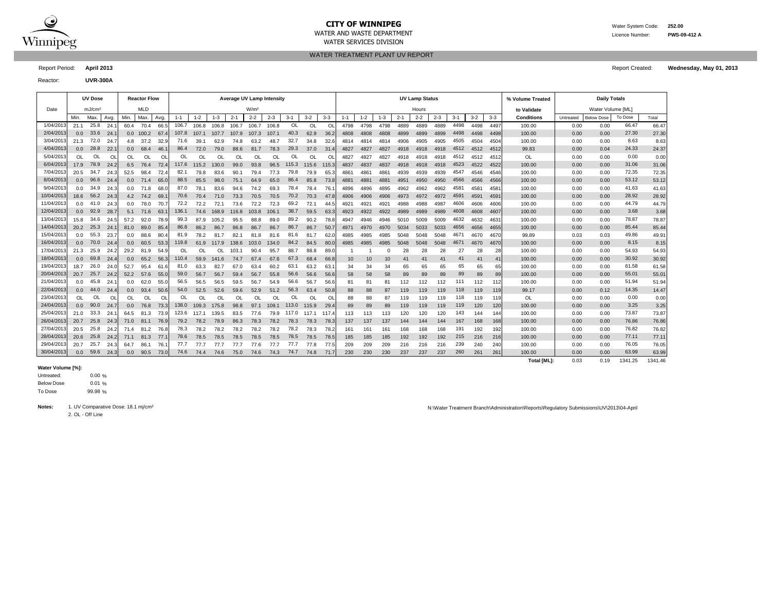# CITY OF WINNIPEG

WATER AND WASTE DEPARTMENT

WATER SERVICES DIVISION

Water System Code: **252.00**

Licence Number: **PWS-09-412 A**

WATER TREATMENT PLANT UV REPORT

Report Period: **April 2013**

Report Created: **Wednesday, May 01, 2013**

Reactor: **UVR-300A**

| Date | UV Dose mJ/cm² | | | Reactor Flow MLD | | | Average UV Lamp Intensity W/m² | | | | | | | | | UV Lamp Status Hours | | | | | | | | | % Volume Treated to Validate | Daily Totals Water Volume [ML] | | | |
|---|---|---|---|---|---|---|---|---|---|---|---|---|---|---|---|---|---|---|---|---|---|---|---|---|---|---|---|---|---|
| | Min. | Max. | Avg. | Min. | Max. | Avg. | 1-1 | 1-2 | 1-3 | 2-1 | 2-2 | 2-3 | 3-1 | 3-2 | 3-3 | 1-1 | 1-2 | 1-3 | 2-1 | 2-2 | 2-3 | 3-1 | 3-2 | 3-3 | Conditions | Untreated | Below Dose | To Dose | Total |
| 1/04/2013 | 21.1 | 25.8 | 24.1 | 60.4 | 70.4 | 66.5 | 106.7 | 106.8 | 106.8 | 106.7 | 106.7 | 106.8 | OL | OL | OL | 4798 | 4798 | 4798 | 4889 | 4889 | 4889 | 4498 | 4498 | 4497 | 100.00 | 0.00 | 0.00 | 66.47 | 66.47 |
| 2/04/2013 | 0.0 | 33.6 | 24.1 | 0.0 | 100.2 | 67.4 | 107.8 | 107.1 | 107.7 | 107.9 | 107.3 | 107.1 | 40.3 | 62.9 | 36.2 | 4808 | 4808 | 4808 | 4899 | 4899 | 4899 | 4498 | 4498 | 4498 | 100.00 | 0.00 | 0.00 | 27.30 | 27.30 |
| 3/04/2013 | 21.3 | 72.0 | 24.7 | 4.8 | 37.2 | 32.9 | 71.6 | 39.1 | 62.9 | 74.8 | 63.2 | 48.7 | 32.7 | 34.8 | 32.6 | 4814 | 4814 | 4814 | 4906 | 4905 | 4905 | 4505 | 4504 | 4504 | 100.00 | 0.00 | 0.00 | 8.63 | 8.63 |
| 4/04/2013 | 0.0 | 28.8 | 22.1 | 0.0 | 68.4 | 46.1 | 86.4 | 72.0 | 79.0 | 88.6 | 81.7 | 78.3 | 29.3 | 37.0 | 31.4 | 4827 | 4827 | 4827 | 4918 | 4918 | 4918 | 4512 | 4512 | 4512 | 99.83 | 0.00 | 0.04 | 24.33 | 24.37 |
| 5/04/2013 | OL | OL | OL | OL | OL | OL | OL | OL | OL | OL | OL | OL | OL | OL | OL | 4827 | 4827 | 4827 | 4918 | 4918 | 4918 | 4512 | 4512 | 4512 | OL | 0.00 | 0.00 | 0.00 | 0.00 |
| 6/04/2013 | 17.9 | 78.9 | 24.2 | 6.5 | 76.4 | 72.4 | 117.6 | 115.2 | 130.0 | 99.0 | 93.8 | 96.5 | 115.3 | 115.6 | 115.3 | 4837 | 4837 | 4837 | 4918 | 4918 | 4918 | 4523 | 4522 | 4522 | 100.00 | 0.00 | 0.00 | 31.06 | 31.06 |
| 7/04/2013 | 20.5 | 34.7 | 24.3 | 52.5 | 98.4 | 72.4 | 82.1 | 79.8 | 83.6 | 90.1 | 79.4 | 77.3 | 79.8 | 79.9 | 65.3 | 4861 | 4861 | 4861 | 4939 | 4939 | 4939 | 4547 | 4546 | 4546 | 100.00 | 0.00 | 0.00 | 72.35 | 72.35 |
| 8/04/2013 | 0.0 | 96.6 | 24.4 | 0.0 | 71.4 | 65.0 | 88.5 | 85.5 | 98.0 | 75.1 | 64.9 | 65.0 | 86.4 | 85.8 | 73.8 | 4881 | 4881 | 4881 | 4951 | 4950 | 4950 | 4566 | 4566 | 4566 | 100.00 | 0.00 | 0.00 | 53.12 | 53.12 |
| 9/04/2013 | 0.0 | 34.9 | 24.3 | 0.0 | 71.8 | 68.0 | 87.0 | 78.1 | 83.6 | 94.6 | 74.2 | 69.3 | 78.4 | 78.4 | 76.1 | 4896 | 4896 | 4895 | 4962 | 4962 | 4962 | 4581 | 4581 | 4581 | 100.00 | 0.00 | 0.00 | 41.63 | 41.63 |
| 10/04/2013 | 18.6 | 56.2 | 24.3 | 4.2 | 74.2 | 69.1 | 70.6 | 70.4 | 71.0 | 73.3 | 70.5 | 70.5 | 70.2 | 70.3 | 47.8 | 4906 | 4906 | 4906 | 4973 | 4972 | 4972 | 4591 | 4591 | 4591 | 100.00 | 0.00 | 0.00 | 28.92 | 28.92 |
| 11/04/2013 | 0.0 | 41.0 | 24.3 | 0.0 | 78.0 | 70.7 | 72.2 | 72.2 | 72.1 | 73.6 | 72.2 | 72.3 | 69.2 | 72.1 | 44.5 | 4921 | 4921 | 4921 | 4988 | 4988 | 4987 | 4606 | 4606 | 4606 | 100.00 | 0.00 | 0.00 | 44.79 | 44.79 |
| 12/04/2013 | 0.0 | 92.9 | 28.7 | 5.1 | 71.6 | 63.1 | 136.1 | 74.6 | 168.9 | 116.8 | 103.8 | 106.1 | 38.7 | 59.5 | 63.3 | 4923 | 4922 | 4922 | 4989 | 4989 | 4989 | 4608 | 4608 | 4607 | 100.00 | 0.00 | 0.00 | 3.68 | 3.68 |
| 13/04/2013 | 15.8 | 34.6 | 24.5 | 57.2 | 92.0 | 78.9 | 99.3 | 87.9 | 105.2 | 95.5 | 88.8 | 89.0 | 89.2 | 90.2 | 78.8 | 4947 | 4946 | 4946 | 5010 | 5009 | 5009 | 4632 | 4632 | 4631 | 100.00 | 0.00 | 0.00 | 78.87 | 78.87 |
| 14/04/2013 | 20.2 | 25.3 | 24.1 | 81.0 | 89.0 | 85.4 | 86.8 | 86.2 | 86.7 | 86.8 | 86.7 | 86.7 | 86.7 | 86.7 | 50.7 | 4971 | 4970 | 4970 | 5034 | 5033 | 5033 | 4656 | 4656 | 4655 | 100.00 | 0.00 | 0.00 | 85.44 | 85.44 |
| 15/04/2013 | 0.0 | 55.3 | 23.7 | 0.0 | 88.6 | 80.4 | 81.9 | 78.2 | 81.7 | 82.1 | 81.8 | 81.6 | 81.6 | 81.7 | 62.0 | 4985 | 4985 | 4985 | 5048 | 5048 | 5048 | 4671 | 4670 | 4670 | 99.89 | 0.03 | 0.03 | 49.86 | 49.91 |
| 16/04/2013 | 0.0 | 70.0 | 24.4 | 0.0 | 60.5 | 53.3 | 119.8 | 61.9 | 117.9 | 138.6 | 103.0 | 134.0 | 84.2 | 84.5 | 80.0 | 4985 | 4985 | 4985 | 5048 | 5048 | 5048 | 4671 | 4670 | 4670 | 100.00 | 0.00 | 0.00 | 8.15 | 8.15 |
| 17/04/2013 | 21.3 | 25.9 | 24.2 | 29.2 | 81.9 | 54.9 | OL | OL | OL | 103.1 | 90.4 | 95.7 | 88.7 | 88.8 | 89.0 | 1 | 1 | 0 | 28 | 28 | 28 | 27 | 28 | 28 | 100.00 | 0.00 | 0.00 | 54.93 | 54.93 |
| 18/04/2013 | 0.0 | 69.8 | 24.4 | 0.0 | 65.2 | 56.3 | 110.4 | 59.9 | 141.6 | 74.7 | 67.4 | 67.6 | 67.3 | 68.4 | 66.8 | 10 | 10 | 10 | 41 | 41 | 41 | 41 | 41 | 41 | 100.00 | 0.00 | 0.00 | 30.92 | 30.92 |
| 19/04/2013 | 18.7 | 26.0 | 24.0 | 52.7 | 95.4 | 61.6 | 81.0 | 63.3 | 82.7 | 67.0 | 63.4 | 60.2 | 63.1 | 63.2 | 63.1 | 34 | 34 | 34 | 65 | 65 | 65 | 65 | 65 | 65 | 100.00 | 0.00 | 0.00 | 61.58 | 61.58 |
| 20/04/2013 | 20.7 | 25.7 | 24.2 | 52.2 | 57.6 | 55.0 | 59.0 | 56.7 | 56.7 | 59.4 | 56.7 | 55.8 | 56.6 | 56.6 | 56.6 | 58 | 58 | 58 | 89 | 89 | 89 | 89 | 89 | 89 | 100.00 | 0.00 | 0.00 | 55.01 | 55.01 |
| 21/04/2013 | 0.0 | 45.8 | 24.1 | 0.0 | 62.0 | 55.0 | 56.5 | 56.5 | 56.5 | 59.5 | 56.7 | 54.9 | 56.6 | 56.7 | 56.6 | 81 | 81 | 81 | 112 | 112 | 112 | 111 | 112 | 112 | 100.00 | 0.00 | 0.00 | 51.94 | 51.94 |
| 22/04/2013 | 0.0 | 44.0 | 24.4 | 0.0 | 93.4 | 50.6 | 54.0 | 52.5 | 52.6 | 59.6 | 52.9 | 51.2 | 56.3 | 63.4 | 50.8 | 88 | 88 | 87 | 119 | 119 | 119 | 118 | 119 | 119 | 99.17 | 0.00 | 0.12 | 14.35 | 14.47 |
| 23/04/2013 | OL | OL | OL | OL | OL | OL | OL | OL | OL | OL | OL | OL | OL | OL | OL | 88 | 88 | 87 | 119 | 119 | 119 | 118 | 119 | 119 | OL | 0.00 | 0.00 | 0.00 | 0.00 |
| 24/04/2013 | 0.0 | 90.0 | 24.7 | 0.0 | 76.8 | 73.3 | 138.0 | 109.3 | 175.8 | 98.8 | 97.1 | 109.1 | 113.0 | 115.9 | 29.4 | 89 | 89 | 89 | 119 | 119 | 119 | 119 | 120 | 120 | 100.00 | 0.00 | 0.00 | 3.25 | 3.25 |
| 25/04/2013 | 21.0 | 33.3 | 24.1 | 64.5 | 81.3 | 73.9 | 123.6 | 117.1 | 139.5 | 83.5 | 77.6 | 79.9 | 117.0 | 117.1 | 117.4 | 113 | 113 | 113 | 120 | 120 | 120 | 143 | 144 | 144 | 100.00 | 0.00 | 0.00 | 73.87 | 73.87 |
| 26/04/2013 | 20.7 | 25.8 | 24.3 | 71.0 | 81.1 | 76.9 | 79.2 | 78.2 | 78.9 | 86.3 | 78.3 | 78.2 | 78.3 | 78.3 | 78.3 | 137 | 137 | 137 | 144 | 144 | 144 | 167 | 168 | 168 | 100.00 | 0.00 | 0.00 | 76.86 | 76.86 |
| 27/04/2013 | 20.5 | 25.8 | 24.2 | 71.4 | 81.2 | 76.8 | 78.3 | 78.2 | 78.2 | 78.2 | 78.2 | 78.2 | 78.2 | 78.3 | 78.2 | 161 | 161 | 161 | 168 | 168 | 168 | 191 | 192 | 192 | 100.00 | 0.00 | 0.00 | 76.82 | 76.82 |
| 28/04/2013 | 20.6 | 25.8 | 24.2 | 71.1 | 81.3 | 77.1 | 78.6 | 78.5 | 78.5 | 78.5 | 78.5 | 78.5 | 78.5 | 78.5 | 78.5 | 185 | 185 | 185 | 192 | 192 | 192 | 215 | 216 | 216 | 100.00 | 0.00 | 0.00 | 77.11 | 77.11 |
| 29/04/2013 | 20.7 | 25.7 | 24.3 | 64.7 | 86.1 | 76.1 | 77.7 | 77.7 | 77.7 | 77.7 | 77.6 | 77.7 | 77.7 | 77.8 | 77.5 | 209 | 209 | 209 | 216 | 216 | 216 | 239 | 240 | 240 | 100.00 | 0.00 | 0.00 | 76.05 | 76.05 |
| 30/04/2013 | 0.0 | 59.6 | 24.3 | 0.0 | 90.5 | 73.0 | 74.6 | 74.4 | 74.6 | 75.0 | 74.6 | 74.3 | 74.7 | 74.8 | 71.7 | 230 | 230 | 230 | 237 | 237 | 237 | 260 | 261 | 261 | 100.00 | 0.00 | 0.00 | 63.99 | 63.99 |
| | | | | | | | | | | | | | | | | | | | | | | | | | **Total [ML]:** | 0.03 | 0.19 | 1341.25 | 1341.46 |

**Water Volume [%]:**

| | |
|---|---|
| Untreated: | 0.00 % |
| Below Dose | 0.01 % |
| To Dose | 99.98 % |

**Notes:**
1. UV Comparative Dose: 18.1 mj/cm²
2. OL - Off Line

N:\Water Treatment Branch\Administration\Reports\Regulatory Submissions\UV\2013\04-April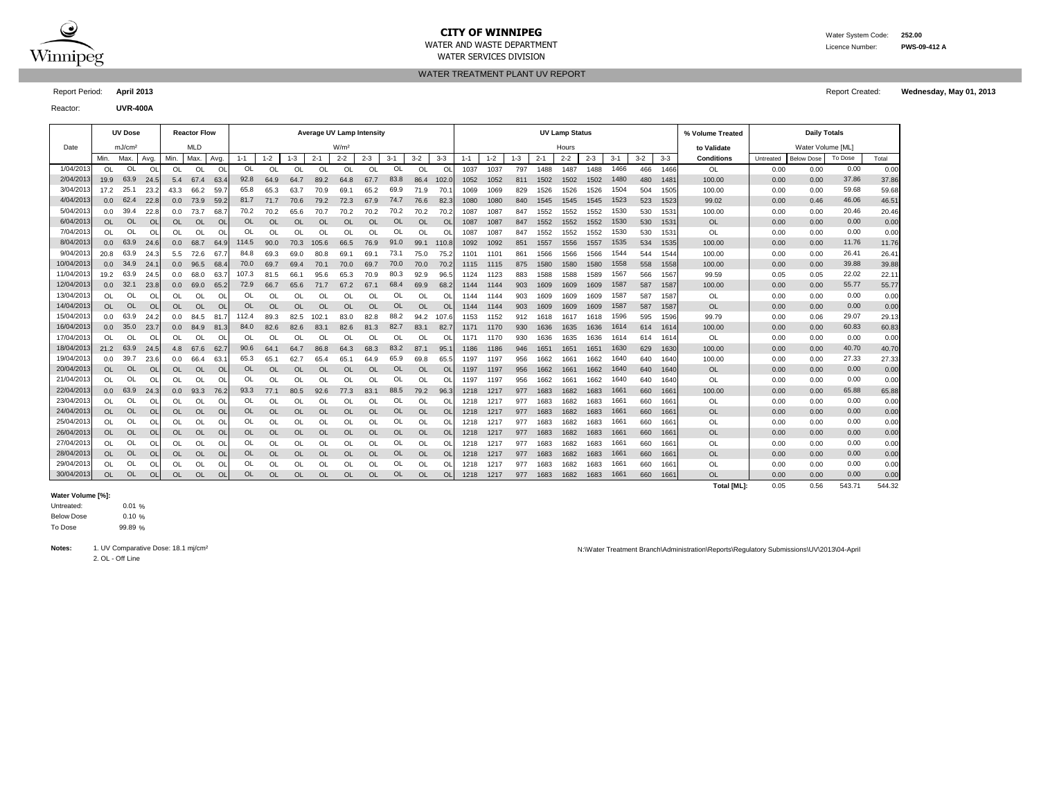# CITY OF WINNIPEG

WATER AND WASTE DEPARTMENT
WATER SERVICES DIVISION

Water System Code: **252.00**
Licence Number: **PWS-09-412 A**

## WATER TREATMENT PLANT UV REPORT

Report Period: **April 2013**
Report Created: **Wednesday, May 01, 2013**

Reactor: **UVR-400A**

| Date | UV Dose | | | Reactor Flow | | | Average UV Lamp Intensity | | | | | | | | | UV Lamp Status | | | | | | | | | % Volume Treated | Daily Totals | | | |
|---|---|---|---|---|---|---|---|---|---|---|---|---|---|---|---|---|---|---|---|---|---|---|---|---|---|---|---|---|---|
| | mJ/cm² | | | MLD | | | W/m² | | | | | | | | | Hours | | | | | | | | | to Validate | Water Volume [ML] | | | |
| | Min. | Max. | Avg. | Min. | Max. | Avg. | 1-1 | 1-2 | 1-3 | 2-1 | 2-2 | 2-3 | 3-1 | 3-2 | 3-3 | 1-1 | 1-2 | 1-3 | 2-1 | 2-2 | 2-3 | 3-1 | 3-2 | 3-3 | Conditions | Untreated | Below Dose | To Dose | Total |
| 1/04/2013 | OL | OL | OL | OL | OL | OL | OL | OL | OL | OL | OL | OL | OL | OL | OL | 1037 | 1037 | 797 | 1488 | 1487 | 1488 | 1466 | 466 | 1466 | OL | 0.00 | 0.00 | 0.00 | 0.00 |
| 2/04/2013 | 19.9 | 63.9 | 24.5 | 5.4 | 67.4 | 63.4 | 92.8 | 64.9 | 64.7 | 89.2 | 64.8 | 67.7 | 83.8 | 86.4 | 102.0 | 1052 | 1052 | 811 | 1502 | 1502 | 1502 | 1480 | 480 | 1481 | 100.00 | 0.00 | 0.00 | 37.86 | 37.86 |
| 3/04/2013 | 17.2 | 25.1 | 23.2 | 43.3 | 66.2 | 59.7 | 65.8 | 65.3 | 63.7 | 70.9 | 69.1 | 65.2 | 69.9 | 71.9 | 70.1 | 1069 | 1069 | 829 | 1526 | 1526 | 1526 | 1504 | 504 | 1505 | 100.00 | 0.00 | 0.00 | 59.68 | 59.68 |
| 4/04/2013 | 0.0 | 62.4 | 22.8 | 0.0 | 73.9 | 59.2 | 81.7 | 71.7 | 70.6 | 79.2 | 72.3 | 67.9 | 74.7 | 76.6 | 82.3 | 1080 | 1080 | 840 | 1545 | 1545 | 1545 | 1523 | 523 | 1523 | 99.02 | 0.00 | 0.46 | 46.06 | 46.51 |
| 5/04/2013 | 0.0 | 39.4 | 22.8 | 0.0 | 73.7 | 68.7 | 70.2 | 70.2 | 65.6 | 70.7 | 70.2 | 70.2 | 70.2 | 70.2 | 70.2 | 1087 | 1087 | 847 | 1552 | 1552 | 1552 | 1530 | 530 | 1531 | 100.00 | 0.00 | 0.00 | 20.46 | 20.46 |
| 6/04/2013 | OL | OL | OL | OL | OL | OL | OL | OL | OL | OL | OL | OL | OL | OL | OL | 1087 | 1087 | 847 | 1552 | 1552 | 1552 | 1530 | 530 | 1531 | OL | 0.00 | 0.00 | 0.00 | 0.00 |
| 7/04/2013 | OL | OL | OL | OL | OL | OL | OL | OL | OL | OL | OL | OL | OL | OL | OL | 1087 | 1087 | 847 | 1552 | 1552 | 1552 | 1530 | 530 | 1531 | OL | 0.00 | 0.00 | 0.00 | 0.00 |
| 8/04/2013 | 0.0 | 63.9 | 24.6 | 0.0 | 68.7 | 64.9 | 114.5 | 90.0 | 70.3 | 105.6 | 66.5 | 76.9 | 91.0 | 99.1 | 110.8 | 1092 | 1092 | 851 | 1557 | 1556 | 1557 | 1535 | 534 | 1535 | 100.00 | 0.00 | 0.00 | 11.76 | 11.76 |
| 9/04/2013 | 20.8 | 63.9 | 24.3 | 5.5 | 72.6 | 67.7 | 84.8 | 69.3 | 69.0 | 80.8 | 69.1 | 69.1 | 73.1 | 75.0 | 75.2 | 1101 | 1101 | 861 | 1566 | 1566 | 1566 | 1544 | 544 | 1544 | 100.00 | 0.00 | 0.00 | 26.41 | 26.41 |
| 10/04/2013 | 0.0 | 34.9 | 24.1 | 0.0 | 96.5 | 68.4 | 70.0 | 69.7 | 69.4 | 70.1 | 70.0 | 69.7 | 70.0 | 70.0 | 70.2 | 1115 | 1115 | 875 | 1580 | 1580 | 1580 | 1558 | 558 | 1558 | 100.00 | 0.00 | 0.00 | 39.88 | 39.88 |
| 11/04/2013 | 19.2 | 63.9 | 24.5 | 0.0 | 68.0 | 63.7 | 107.3 | 81.5 | 66.1 | 95.6 | 65.3 | 70.9 | 80.3 | 92.9 | 96.5 | 1124 | 1123 | 883 | 1588 | 1588 | 1589 | 1567 | 566 | 1567 | 99.59 | 0.05 | 0.05 | 22.02 | 22.11 |
| 12/04/2013 | 0.0 | 32.1 | 23.8 | 0.0 | 69.0 | 65.2 | 72.9 | 66.7 | 65.6 | 71.7 | 67.2 | 67.1 | 68.4 | 69.9 | 68.2 | 1144 | 1144 | 903 | 1609 | 1609 | 1609 | 1587 | 587 | 1587 | 100.00 | 0.00 | 0.00 | 55.77 | 55.77 |
| 13/04/2013 | OL | OL | OL | OL | OL | OL | OL | OL | OL | OL | OL | OL | OL | OL | OL | 1144 | 1144 | 903 | 1609 | 1609 | 1609 | 1587 | 587 | 1587 | OL | 0.00 | 0.00 | 0.00 | 0.00 |
| 14/04/2013 | OL | OL | OL | OL | OL | OL | OL | OL | OL | OL | OL | OL | OL | OL | OL | 1144 | 1144 | 903 | 1609 | 1609 | 1609 | 1587 | 587 | 1587 | OL | 0.00 | 0.00 | 0.00 | 0.00 |
| 15/04/2013 | 0.0 | 63.9 | 24.2 | 0.0 | 84.5 | 81.7 | 112.4 | 89.3 | 82.5 | 102.1 | 83.0 | 82.8 | 88.2 | 94.2 | 107.6 | 1153 | 1152 | 912 | 1618 | 1617 | 1618 | 1596 | 595 | 1596 | 99.79 | 0.00 | 0.06 | 29.07 | 29.13 |
| 16/04/2013 | 0.0 | 35.0 | 23.7 | 0.0 | 84.9 | 81.3 | 84.0 | 82.6 | 82.6 | 83.1 | 82.6 | 81.3 | 82.7 | 83.1 | 82.7 | 1171 | 1170 | 930 | 1636 | 1635 | 1636 | 1614 | 614 | 1614 | 100.00 | 0.00 | 0.00 | 60.83 | 60.83 |
| 17/04/2013 | OL | OL | OL | OL | OL | OL | OL | OL | OL | OL | OL | OL | OL | OL | OL | 1171 | 1170 | 930 | 1636 | 1635 | 1636 | 1614 | 614 | 1614 | OL | 0.00 | 0.00 | 0.00 | 0.00 |
| 18/04/2013 | 21.2 | 63.9 | 24.5 | 4.8 | 67.6 | 62.7 | 90.6 | 64.1 | 64.7 | 86.8 | 64.3 | 68.3 | 83.2 | 87.1 | 95.1 | 1186 | 1186 | 946 | 1651 | 1651 | 1651 | 1630 | 629 | 1630 | 100.00 | 0.00 | 0.00 | 40.70 | 40.70 |
| 19/04/2013 | 0.0 | 39.7 | 23.6 | 0.0 | 66.4 | 63.1 | 65.3 | 65.1 | 62.7 | 65.4 | 65.1 | 64.9 | 65.9 | 69.8 | 65.5 | 1197 | 1197 | 956 | 1662 | 1661 | 1662 | 1640 | 640 | 1640 | 100.00 | 0.00 | 0.00 | 27.33 | 27.33 |
| 20/04/2013 | OL | OL | OL | OL | OL | OL | OL | OL | OL | OL | OL | OL | OL | OL | OL | 1197 | 1197 | 956 | 1662 | 1661 | 1662 | 1640 | 640 | 1640 | OL | 0.00 | 0.00 | 0.00 | 0.00 |
| 21/04/2013 | OL | OL | OL | OL | OL | OL | OL | OL | OL | OL | OL | OL | OL | OL | OL | 1197 | 1197 | 956 | 1662 | 1661 | 1662 | 1640 | 640 | 1640 | OL | 0.00 | 0.00 | 0.00 | 0.00 |
| 22/04/2013 | 0.0 | 63.9 | 24.3 | 0.0 | 93.3 | 76.2 | 93.3 | 77.1 | 80.5 | 92.6 | 77.3 | 83.1 | 88.5 | 79.2 | 96.3 | 1218 | 1217 | 977 | 1683 | 1682 | 1683 | 1661 | 660 | 1661 | 100.00 | 0.00 | 0.00 | 65.88 | 65.88 |
| 23/04/2013 | OL | OL | OL | OL | OL | OL | OL | OL | OL | OL | OL | OL | OL | OL | OL | 1218 | 1217 | 977 | 1683 | 1682 | 1683 | 1661 | 660 | 1661 | OL | 0.00 | 0.00 | 0.00 | 0.00 |
| 24/04/2013 | OL | OL | OL | OL | OL | OL | OL | OL | OL | OL | OL | OL | OL | OL | OL | 1218 | 1217 | 977 | 1683 | 1682 | 1683 | 1661 | 660 | 1661 | OL | 0.00 | 0.00 | 0.00 | 0.00 |
| 25/04/2013 | OL | OL | OL | OL | OL | OL | OL | OL | OL | OL | OL | OL | OL | OL | OL | 1218 | 1217 | 977 | 1683 | 1682 | 1683 | 1661 | 660 | 1661 | OL | 0.00 | 0.00 | 0.00 | 0.00 |
| 26/04/2013 | OL | OL | OL | OL | OL | OL | OL | OL | OL | OL | OL | OL | OL | OL | OL | 1218 | 1217 | 977 | 1683 | 1682 | 1683 | 1661 | 660 | 1661 | OL | 0.00 | 0.00 | 0.00 | 0.00 |
| 27/04/2013 | OL | OL | OL | OL | OL | OL | OL | OL | OL | OL | OL | OL | OL | OL | OL | 1218 | 1217 | 977 | 1683 | 1682 | 1683 | 1661 | 660 | 1661 | OL | 0.00 | 0.00 | 0.00 | 0.00 |
| 28/04/2013 | OL | OL | OL | OL | OL | OL | OL | OL | OL | OL | OL | OL | OL | OL | OL | 1218 | 1217 | 977 | 1683 | 1682 | 1683 | 1661 | 660 | 1661 | OL | 0.00 | 0.00 | 0.00 | 0.00 |
| 29/04/2013 | OL | OL | OL | OL | OL | OL | OL | OL | OL | OL | OL | OL | OL | OL | OL | 1218 | 1217 | 977 | 1683 | 1682 | 1683 | 1661 | 660 | 1661 | OL | 0.00 | 0.00 | 0.00 | 0.00 |
| 30/04/2013 | OL | OL | OL | OL | OL | OL | OL | OL | OL | OL | OL | OL | OL | OL | OL | 1218 | 1217 | 977 | 1683 | 1682 | 1683 | 1661 | 660 | 1661 | OL | 0.00 | 0.00 | 0.00 | 0.00 |
| | | | | | | | | | | | | | | | | | | | | | | | | | **Total [ML]:** | 0.05 | 0.56 | 543.71 | 544.32 |

**Water Volume [%]:**

| | |
|---|---|
| Untreated: | 0.01 % |
| Below Dose | 0.10 % |
| To Dose | 99.89 % |

**Notes:**
1. UV Comparative Dose: 18.1 mj/cm²
2. OL - Off Line

N:\Water Treatment Branch\Administration\Reports\Regulatory Submissions\UV\2013\04-April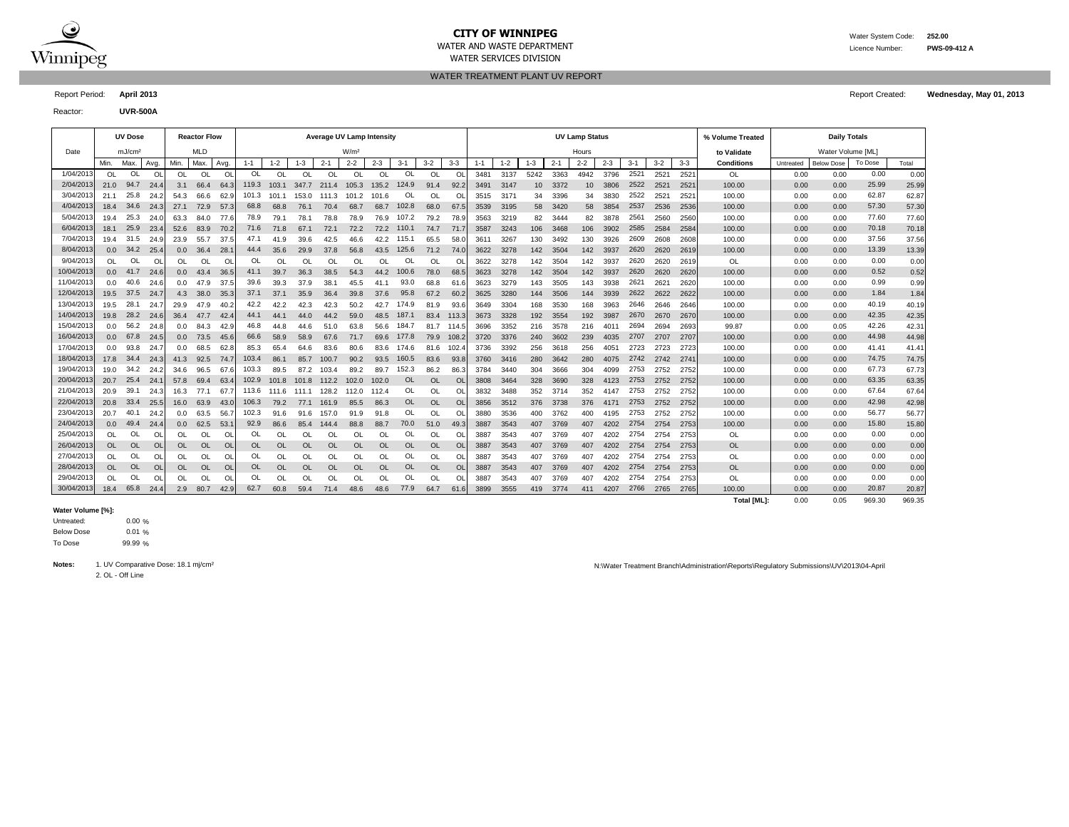# CITY OF WINNIPEG

WATER AND WASTE DEPARTMENT

WATER SERVICES DIVISION

Water System Code: **252.00**

Licence Number: **PWS-09-412 A**

## WATER TREATMENT PLANT UV REPORT

Report Period: **April 2013**

Report Created: **Wednesday, May 01, 2013**

Reactor: **UVR-500A**

| Date | UV Dose mJ/cm² | | | Reactor Flow MLD | | | Average UV Lamp Intensity W/m² | | | | | | | | | UV Lamp Status Hours | | | | | | | | | % Volume Treated to Validate | Daily Totals Water Volume [ML] | | | |
|---|---|---|---|---|---|---|---|---|---|---|---|---|---|---|---|---|---|---|---|---|---|---|---|---|---|---|---|---|---|
| | Min. | Max. | Avg. | Min. | Max. | Avg. | 1-1 | 1-2 | 1-3 | 2-1 | 2-2 | 2-3 | 3-1 | 3-2 | 3-3 | 1-1 | 1-2 | 1-3 | 2-1 | 2-2 | 2-3 | 3-1 | 3-2 | 3-3 | Conditions | Untreated | Below Dose | To Dose | Total |
| 1/04/2013 | OL | OL | OL | OL | OL | OL | OL | OL | OL | OL | OL | OL | OL | OL | OL | 3481 | 3137 | 5242 | 3363 | 4942 | 3796 | 2521 | 2521 | 2521 | OL | 0.00 | 0.00 | 0.00 | 0.00 |
| 2/04/2013 | 21.0 | 94.7 | 24.4 | 3.1 | 66.4 | 64.3 | 119.3 | 103.1 | 347.7 | 211.4 | 105.3 | 135.2 | 124.9 | 91.4 | 92.2 | 3491 | 3147 | 10 | 3372 | 10 | 3806 | 2522 | 2521 | 2521 | 100.00 | 0.00 | 0.00 | 25.99 | 25.99 |
| 3/04/2013 | 21.1 | 25.8 | 24.2 | 54.3 | 66.6 | 62.9 | 101.3 | 101.1 | 153.0 | 111.3 | 101.2 | 101.6 | OL | OL | OL | 3515 | 3171 | 34 | 3396 | 34 | 3830 | 2522 | 2521 | 2521 | 100.00 | 0.00 | 0.00 | 62.87 | 62.87 |
| 4/04/2013 | 18.4 | 34.6 | 24.3 | 27.1 | 72.9 | 57.3 | 68.8 | 68.8 | 76.1 | 70.4 | 68.7 | 68.7 | 102.8 | 68.0 | 67.5 | 3539 | 3195 | 58 | 3420 | 58 | 3854 | 2537 | 2536 | 2536 | 100.00 | 0.00 | 0.00 | 57.30 | 57.30 |
| 5/04/2013 | 19.4 | 25.3 | 24.0 | 63.3 | 84.0 | 77.6 | 78.9 | 79.1 | 78.1 | 78.8 | 78.9 | 76.9 | 107.2 | 79.2 | 78.9 | 3563 | 3219 | 82 | 3444 | 82 | 3878 | 2561 | 2560 | 2560 | 100.00 | 0.00 | 0.00 | 77.60 | 77.60 |
| 6/04/2013 | 18.1 | 25.9 | 23.4 | 52.6 | 83.9 | 70.2 | 71.6 | 71.8 | 67.1 | 72.1 | 72.2 | 72.2 | 110.1 | 74.7 | 71.7 | 3587 | 3243 | 106 | 3468 | 106 | 3902 | 2585 | 2584 | 2584 | 100.00 | 0.00 | 0.00 | 70.18 | 70.18 |
| 7/04/2013 | 19.4 | 31.5 | 24.9 | 23.9 | 55.7 | 37.5 | 47.1 | 41.9 | 39.6 | 42.5 | 46.6 | 42.2 | 115.1 | 65.5 | 58.0 | 3611 | 3267 | 130 | 3492 | 130 | 3926 | 2609 | 2608 | 2608 | 100.00 | 0.00 | 0.00 | 37.56 | 37.56 |
| 8/04/2013 | 0.0 | 34.2 | 25.4 | 0.0 | 36.4 | 28.1 | 44.4 | 35.6 | 29.9 | 37.8 | 56.8 | 43.5 | 125.6 | 71.2 | 74.0 | 3622 | 3278 | 142 | 3504 | 142 | 3937 | 2620 | 2620 | 2619 | 100.00 | 0.00 | 0.00 | 13.39 | 13.39 |
| 9/04/2013 | OL | OL | OL | OL | OL | OL | OL | OL | OL | OL | OL | OL | OL | OL | OL | 3622 | 3278 | 142 | 3504 | 142 | 3937 | 2620 | 2620 | 2619 | OL | 0.00 | 0.00 | 0.00 | 0.00 |
| 10/04/2013 | 0.0 | 41.7 | 24.6 | 0.0 | 43.4 | 36.5 | 41.1 | 39.7 | 36.3 | 38.5 | 54.3 | 44.2 | 100.6 | 78.0 | 68.5 | 3623 | 3278 | 142 | 3504 | 142 | 3937 | 2620 | 2620 | 2620 | 100.00 | 0.00 | 0.00 | 0.52 | 0.52 |
| 11/04/2013 | 0.0 | 40.6 | 24.6 | 0.0 | 47.9 | 37.5 | 39.6 | 39.3 | 37.9 | 38.1 | 45.5 | 41.1 | 93.0 | 68.8 | 61.6 | 3623 | 3279 | 143 | 3505 | 143 | 3938 | 2621 | 2621 | 2620 | 100.00 | 0.00 | 0.00 | 0.99 | 0.99 |
| 12/04/2013 | 19.5 | 37.5 | 24.7 | 4.3 | 38.0 | 35.3 | 37.1 | 37.1 | 35.9 | 36.4 | 39.8 | 37.6 | 95.8 | 67.2 | 60.2 | 3625 | 3280 | 144 | 3506 | 144 | 3939 | 2622 | 2622 | 2622 | 100.00 | 0.00 | 0.00 | 1.84 | 1.84 |
| 13/04/2013 | 19.5 | 28.1 | 24.7 | 29.9 | 47.9 | 40.2 | 42.2 | 42.2 | 42.3 | 42.3 | 50.2 | 42.7 | 174.9 | 81.9 | 93.6 | 3649 | 3304 | 168 | 3530 | 168 | 3963 | 2646 | 2646 | 2646 | 100.00 | 0.00 | 0.00 | 40.19 | 40.19 |
| 14/04/2013 | 19.8 | 28.2 | 24.6 | 36.4 | 47.7 | 42.4 | 44.1 | 44.1 | 44.0 | 44.2 | 59.0 | 48.5 | 187.1 | 83.4 | 113.3 | 3673 | 3328 | 192 | 3554 | 192 | 3987 | 2670 | 2670 | 2670 | 100.00 | 0.00 | 0.00 | 42.35 | 42.35 |
| 15/04/2013 | 0.0 | 56.2 | 24.8 | 0.0 | 84.3 | 42.9 | 46.8 | 44.8 | 44.6 | 51.0 | 63.8 | 56.6 | 184.7 | 81.7 | 114.5 | 3696 | 3352 | 216 | 3578 | 216 | 4011 | 2694 | 2694 | 2693 | 99.87 | 0.00 | 0.05 | 42.26 | 42.31 |
| 16/04/2013 | 0.0 | 67.8 | 24.5 | 0.0 | 73.5 | 45.6 | 66.6 | 58.9 | 58.9 | 67.6 | 71.7 | 69.6 | 177.8 | 79.9 | 108.2 | 3720 | 3376 | 240 | 3602 | 239 | 4035 | 2707 | 2707 | 2707 | 100.00 | 0.00 | 0.00 | 44.98 | 44.98 |
| 17/04/2013 | 0.0 | 93.8 | 24.7 | 0.0 | 68.5 | 62.8 | 85.3 | 65.4 | 64.6 | 83.6 | 80.6 | 83.6 | 174.6 | 81.6 | 102.4 | 3736 | 3392 | 256 | 3618 | 256 | 4051 | 2723 | 2723 | 2723 | 100.00 | 0.00 | 0.00 | 41.41 | 41.41 |
| 18/04/2013 | 17.8 | 34.4 | 24.3 | 41.3 | 92.5 | 74.7 | 103.4 | 86.1 | 85.7 | 100.7 | 90.2 | 93.5 | 160.5 | 83.6 | 93.8 | 3760 | 3416 | 280 | 3642 | 280 | 4075 | 2742 | 2742 | 2741 | 100.00 | 0.00 | 0.00 | 74.75 | 74.75 |
| 19/04/2013 | 19.0 | 34.2 | 24.2 | 34.6 | 96.5 | 67.6 | 103.3 | 89.5 | 87.2 | 103.4 | 89.2 | 89.7 | 152.3 | 86.2 | 86.3 | 3784 | 3440 | 304 | 3666 | 304 | 4099 | 2753 | 2752 | 2752 | 100.00 | 0.00 | 0.00 | 67.73 | 67.73 |
| 20/04/2013 | 20.7 | 25.4 | 24.1 | 57.8 | 69.4 | 63.4 | 102.9 | 101.8 | 101.8 | 112.2 | 102.0 | 102.0 | OL | OL | OL | 3808 | 3464 | 328 | 3690 | 328 | 4123 | 2753 | 2752 | 2752 | 100.00 | 0.00 | 0.00 | 63.35 | 63.35 |
| 21/04/2013 | 20.9 | 39.1 | 24.3 | 16.3 | 77.1 | 67.7 | 113.6 | 111.6 | 111.1 | 128.2 | 112.0 | 112.4 | OL | OL | OL | 3832 | 3488 | 352 | 3714 | 352 | 4147 | 2753 | 2752 | 2752 | 100.00 | 0.00 | 0.00 | 67.64 | 67.64 |
| 22/04/2013 | 20.8 | 33.4 | 25.5 | 16.0 | 63.9 | 43.0 | 106.3 | 79.2 | 77.1 | 161.9 | 85.5 | 86.3 | OL | OL | OL | 3856 | 3512 | 376 | 3738 | 376 | 4171 | 2753 | 2752 | 2752 | 100.00 | 0.00 | 0.00 | 42.98 | 42.98 |
| 23/04/2013 | 20.7 | 40.1 | 24.2 | 0.0 | 63.5 | 56.7 | 102.3 | 91.6 | 91.6 | 157.0 | 91.9 | 91.8 | OL | OL | OL | 3880 | 3536 | 400 | 3762 | 400 | 4195 | 2753 | 2752 | 2752 | 100.00 | 0.00 | 0.00 | 56.77 | 56.77 |
| 24/04/2013 | 0.0 | 49.4 | 24.4 | 0.0 | 62.5 | 53.1 | 92.9 | 86.6 | 85.4 | 144.4 | 88.8 | 88.7 | 70.0 | 51.0 | 49.3 | 3887 | 3543 | 407 | 3769 | 407 | 4202 | 2754 | 2754 | 2753 | 100.00 | 0.00 | 0.00 | 15.80 | 15.80 |
| 25/04/2013 | OL | OL | OL | OL | OL | OL | OL | OL | OL | OL | OL | OL | OL | OL | OL | 3887 | 3543 | 407 | 3769 | 407 | 4202 | 2754 | 2754 | 2753 | OL | 0.00 | 0.00 | 0.00 | 0.00 |
| 26/04/2013 | OL | OL | OL | OL | OL | OL | OL | OL | OL | OL | OL | OL | OL | OL | OL | 3887 | 3543 | 407 | 3769 | 407 | 4202 | 2754 | 2754 | 2753 | OL | 0.00 | 0.00 | 0.00 | 0.00 |
| 27/04/2013 | OL | OL | OL | OL | OL | OL | OL | OL | OL | OL | OL | OL | OL | OL | OL | 3887 | 3543 | 407 | 3769 | 407 | 4202 | 2754 | 2754 | 2753 | OL | 0.00 | 0.00 | 0.00 | 0.00 |
| 28/04/2013 | OL | OL | OL | OL | OL | OL | OL | OL | OL | OL | OL | OL | OL | OL | OL | 3887 | 3543 | 407 | 3769 | 407 | 4202 | 2754 | 2754 | 2753 | OL | 0.00 | 0.00 | 0.00 | 0.00 |
| 29/04/2013 | OL | OL | OL | OL | OL | OL | OL | OL | OL | OL | OL | OL | OL | OL | OL | 3887 | 3543 | 407 | 3769 | 407 | 4202 | 2754 | 2754 | 2753 | OL | 0.00 | 0.00 | 0.00 | 0.00 |
| 30/04/2013 | 18.4 | 65.8 | 24.4 | 2.9 | 80.7 | 42.9 | 62.7 | 60.8 | 59.4 | 71.4 | 48.6 | 48.6 | 77.9 | 64.7 | 61.6 | 3899 | 3555 | 419 | 3774 | 411 | 4207 | 2766 | 2765 | 2765 | 100.00 | 0.00 | 0.00 | 20.87 | 20.87 |
| | | | | | | | | | | | | | | | | | | | | | | | | | **Total [ML]:** | 0.00 | 0.05 | 969.30 | 969.35 |

**Water Volume [%]:**

| | |
|---|---|
| Untreated: | 0.00 % |
| Below Dose | 0.01 % |
| To Dose | 99.99 % |

**Notes:**
1. UV Comparative Dose: 18.1 mj/cm²
2. OL - Off Line

N:\Water Treatment Branch\Administration\Reports\Regulatory Submissions\UV\2013\04-April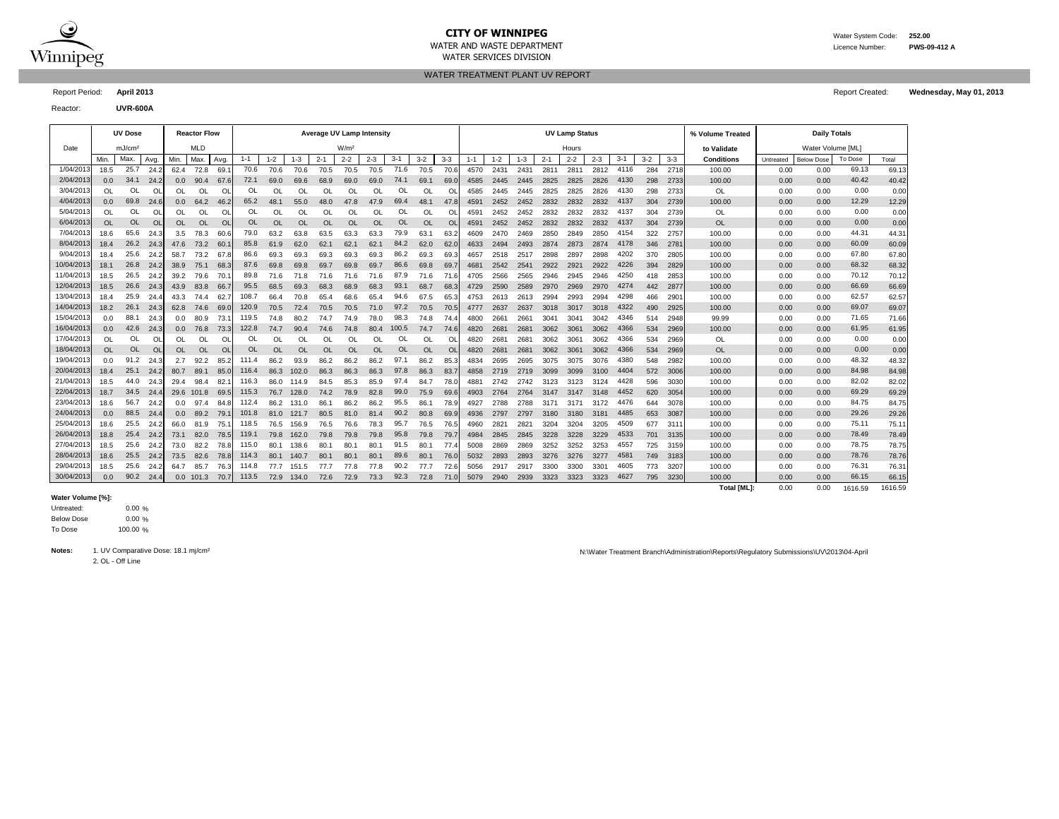# CITY OF WINNIPEG

WATER AND WASTE DEPARTMENT

WATER SERVICES DIVISION

Water System Code: **252.00**

Licence Number: **PWS-09-412 A**

## WATER TREATMENT PLANT UV REPORT

Report Period: **April 2013**

Report Created: **Wednesday, May 01, 2013**

Reactor: **UVR-600A**

| Date | UV Dose mJ/cm² | | | Reactor Flow MLD | | | Average UV Lamp Intensity W/m² | | | | | | | | | UV Lamp Status Hours | | | | | | | | | % Volume Treated to Validate | Daily Totals Water Volume [ML] | | | |
|---|---|---|---|---|---|---|---|---|---|---|---|---|---|---|---|---|---|---|---|---|---|---|---|---|---|---|---|---|---|
| | Min. | Max. | Avg. | Min. | Max. | Avg. | 1-1 | 1-2 | 1-3 | 2-1 | 2-2 | 2-3 | 3-1 | 3-2 | 3-3 | 1-1 | 1-2 | 1-3 | 2-1 | 2-2 | 2-3 | 3-1 | 3-2 | 3-3 | Conditions | Untreated | Below Dose | To Dose | Total |
| 1/04/2013 | 18.5 | 25.7 | 24.2 | 62.4 | 72.8 | 69.1 | 70.6 | 70.6 | 70.6 | 70.5 | 70.5 | 70.5 | 71.6 | 70.5 | 70.6 | 4570 | 2431 | 2431 | 2811 | 2811 | 2812 | 4116 | 284 | 2718 | 100.00 | 0.00 | 0.00 | 69.13 | 69.13 |
| 2/04/2013 | 0.0 | 34.1 | 24.2 | 0.0 | 90.4 | 67.6 | 72.1 | 69.0 | 69.6 | 68.9 | 69.0 | 69.0 | 74.1 | 69.1 | 69.0 | 4585 | 2445 | 2445 | 2825 | 2825 | 2826 | 4130 | 298 | 2733 | 100.00 | 0.00 | 0.00 | 40.42 | 40.42 |
| 3/04/2013 | OL | OL | OL | OL | OL | OL | OL | OL | OL | OL | OL | OL | OL | OL | OL | 4585 | 2445 | 2445 | 2825 | 2825 | 2826 | 4130 | 298 | 2733 | OL | 0.00 | 0.00 | 0.00 | 0.00 |
| 4/04/2013 | 0.0 | 69.8 | 24.6 | 0.0 | 64.2 | 46.2 | 65.2 | 48.1 | 55.0 | 48.0 | 47.8 | 47.9 | 69.4 | 48.1 | 47.8 | 4591 | 2452 | 2452 | 2832 | 2832 | 2832 | 4137 | 304 | 2739 | 100.00 | 0.00 | 0.00 | 12.29 | 12.29 |
| 5/04/2013 | OL | OL | OL | OL | OL | OL | OL | OL | OL | OL | OL | OL | OL | OL | OL | 4591 | 2452 | 2452 | 2832 | 2832 | 2832 | 4137 | 304 | 2739 | OL | 0.00 | 0.00 | 0.00 | 0.00 |
| 6/04/2013 | OL | OL | OL | OL | OL | OL | OL | OL | OL | OL | OL | OL | OL | OL | OL | 4591 | 2452 | 2452 | 2832 | 2832 | 2832 | 4137 | 304 | 2739 | OL | 0.00 | 0.00 | 0.00 | 0.00 |
| 7/04/2013 | 18.6 | 65.6 | 24.3 | 3.5 | 78.3 | 60.6 | 79.0 | 63.2 | 63.8 | 63.5 | 63.3 | 63.3 | 79.9 | 63.1 | 63.2 | 4609 | 2470 | 2469 | 2850 | 2849 | 2850 | 4154 | 322 | 2757 | 100.00 | 0.00 | 0.00 | 44.31 | 44.31 |
| 8/04/2013 | 18.4 | 26.2 | 24.3 | 47.6 | 73.2 | 60.1 | 85.8 | 61.9 | 62.0 | 62.1 | 62.1 | 62.1 | 84.2 | 62.0 | 62.0 | 4633 | 2494 | 2493 | 2874 | 2873 | 2874 | 4178 | 346 | 2781 | 100.00 | 0.00 | 0.00 | 60.09 | 60.09 |
| 9/04/2013 | 18.4 | 25.6 | 24.2 | 58.7 | 73.2 | 67.8 | 86.6 | 69.3 | 69.3 | 69.3 | 69.3 | 69.3 | 86.2 | 69.3 | 69.3 | 4657 | 2518 | 2517 | 2898 | 2897 | 2898 | 4202 | 370 | 2805 | 100.00 | 0.00 | 0.00 | 67.80 | 67.80 |
| 10/04/2013 | 18.1 | 26.8 | 24.2 | 38.9 | 75.1 | 68.3 | 87.6 | 69.8 | 69.8 | 69.7 | 69.8 | 69.7 | 86.6 | 69.8 | 69.7 | 4681 | 2542 | 2541 | 2922 | 2921 | 2922 | 4226 | 394 | 2829 | 100.00 | 0.00 | 0.00 | 68.32 | 68.32 |
| 11/04/2013 | 18.5 | 26.5 | 24.2 | 39.2 | 79.6 | 70.1 | 89.8 | 71.6 | 71.8 | 71.6 | 71.6 | 71.6 | 87.9 | 71.6 | 71.6 | 4705 | 2566 | 2565 | 2946 | 2945 | 2946 | 4250 | 418 | 2853 | 100.00 | 0.00 | 0.00 | 70.12 | 70.12 |
| 12/04/2013 | 18.5 | 26.6 | 24.3 | 43.9 | 83.8 | 66.7 | 95.5 | 68.5 | 69.3 | 68.3 | 68.9 | 68.3 | 93.1 | 68.7 | 68.3 | 4729 | 2590 | 2589 | 2970 | 2969 | 2970 | 4274 | 442 | 2877 | 100.00 | 0.00 | 0.00 | 66.69 | 66.69 |
| 13/04/2013 | 18.4 | 25.9 | 24.4 | 43.3 | 74.4 | 62.7 | 108.7 | 66.4 | 70.8 | 65.4 | 68.6 | 65.4 | 94.6 | 67.5 | 65.3 | 4753 | 2613 | 2613 | 2994 | 2993 | 2994 | 4298 | 466 | 2901 | 100.00 | 0.00 | 0.00 | 62.57 | 62.57 |
| 14/04/2013 | 18.2 | 26.1 | 24.3 | 62.8 | 74.6 | 69.0 | 120.9 | 70.5 | 72.4 | 70.5 | 70.5 | 71.0 | 97.2 | 70.5 | 70.5 | 4777 | 2637 | 2637 | 3018 | 3017 | 3018 | 4322 | 490 | 2925 | 100.00 | 0.00 | 0.00 | 69.07 | 69.07 |
| 15/04/2013 | 0.0 | 88.1 | 24.3 | 0.0 | 80.9 | 73.1 | 119.5 | 74.8 | 80.2 | 74.7 | 74.9 | 78.0 | 98.3 | 74.8 | 74.4 | 4800 | 2661 | 2661 | 3041 | 3041 | 3042 | 4346 | 514 | 2948 | 99.99 | 0.00 | 0.00 | 71.65 | 71.66 |
| 16/04/2013 | 0.0 | 42.6 | 24.3 | 0.0 | 76.8 | 73.3 | 122.8 | 74.7 | 90.4 | 74.6 | 74.8 | 80.4 | 100.5 | 74.7 | 74.6 | 4820 | 2681 | 2681 | 3062 | 3061 | 3062 | 4366 | 534 | 2969 | 100.00 | 0.00 | 0.00 | 61.95 | 61.95 |
| 17/04/2013 | OL | OL | OL | OL | OL | OL | OL | OL | OL | OL | OL | OL | OL | OL | OL | 4820 | 2681 | 2681 | 3062 | 3061 | 3062 | 4366 | 534 | 2969 | OL | 0.00 | 0.00 | 0.00 | 0.00 |
| 18/04/2013 | OL | OL | OL | OL | OL | OL | OL | OL | OL | OL | OL | OL | OL | OL | OL | 4820 | 2681 | 2681 | 3062 | 3061 | 3062 | 4366 | 534 | 2969 | OL | 0.00 | 0.00 | 0.00 | 0.00 |
| 19/04/2013 | 0.0 | 91.2 | 24.3 | 2.7 | 92.2 | 85.2 | 111.4 | 86.2 | 93.9 | 86.2 | 86.2 | 86.2 | 97.1 | 86.2 | 85.3 | 4834 | 2695 | 2695 | 3075 | 3075 | 3076 | 4380 | 548 | 2982 | 100.00 | 0.00 | 0.00 | 48.32 | 48.32 |
| 20/04/2013 | 18.4 | 25.1 | 24.2 | 80.7 | 89.1 | 85.0 | 116.4 | 86.3 | 102.0 | 86.3 | 86.3 | 86.3 | 97.8 | 86.3 | 83.7 | 4858 | 2719 | 2719 | 3099 | 3099 | 3100 | 4404 | 572 | 3006 | 100.00 | 0.00 | 0.00 | 84.98 | 84.98 |
| 21/04/2013 | 18.5 | 44.0 | 24.3 | 29.4 | 98.4 | 82.1 | 116.3 | 86.0 | 114.9 | 84.5 | 85.3 | 85.9 | 97.4 | 84.7 | 78.0 | 4881 | 2742 | 2742 | 3123 | 3123 | 3124 | 4428 | 596 | 3030 | 100.00 | 0.00 | 0.00 | 82.02 | 82.02 |
| 22/04/2013 | 18.7 | 34.5 | 24.4 | 29.6 | 101.8 | 69.5 | 115.3 | 76.7 | 128.0 | 74.2 | 78.9 | 82.8 | 99.0 | 75.9 | 69.6 | 4903 | 2764 | 2764 | 3147 | 3147 | 3148 | 4452 | 620 | 3054 | 100.00 | 0.00 | 0.00 | 69.29 | 69.29 |
| 23/04/2013 | 18.6 | 56.7 | 24.2 | 0.0 | 97.4 | 84.8 | 112.4 | 86.2 | 131.0 | 86.1 | 86.2 | 86.2 | 95.5 | 86.1 | 78.9 | 4927 | 2788 | 2788 | 3171 | 3171 | 3172 | 4476 | 644 | 3078 | 100.00 | 0.00 | 0.00 | 84.75 | 84.75 |
| 24/04/2013 | 0.0 | 88.5 | 24.4 | 0.0 | 89.2 | 79.1 | 101.8 | 81.0 | 121.7 | 80.5 | 81.0 | 81.4 | 90.2 | 80.8 | 69.9 | 4936 | 2797 | 2797 | 3180 | 3180 | 3181 | 4485 | 653 | 3087 | 100.00 | 0.00 | 0.00 | 29.26 | 29.26 |
| 25/04/2013 | 18.6 | 25.5 | 24.2 | 66.0 | 81.9 | 75.1 | 118.5 | 76.5 | 156.9 | 76.5 | 76.6 | 78.3 | 95.7 | 76.5 | 76.5 | 4960 | 2821 | 2821 | 3204 | 3204 | 3205 | 4509 | 677 | 3111 | 100.00 | 0.00 | 0.00 | 75.11 | 75.11 |
| 26/04/2013 | 18.8 | 25.4 | 24.2 | 73.1 | 82.0 | 78.5 | 119.1 | 79.8 | 162.0 | 79.8 | 79.8 | 79.8 | 95.8 | 79.8 | 79.7 | 4984 | 2845 | 2845 | 3228 | 3228 | 3229 | 4533 | 701 | 3135 | 100.00 | 0.00 | 0.00 | 78.49 | 78.49 |
| 27/04/2013 | 18.5 | 25.6 | 24.2 | 73.0 | 82.2 | 78.8 | 115.0 | 80.1 | 138.6 | 80.1 | 80.1 | 80.1 | 91.5 | 80.1 | 77.4 | 5008 | 2869 | 2869 | 3252 | 3252 | 3253 | 4557 | 725 | 3159 | 100.00 | 0.00 | 0.00 | 78.75 | 78.75 |
| 28/04/2013 | 18.6 | 25.5 | 24.2 | 73.5 | 82.6 | 78.8 | 114.3 | 80.1 | 140.7 | 80.1 | 80.1 | 80.1 | 89.6 | 80.1 | 76.0 | 5032 | 2893 | 2893 | 3276 | 3276 | 3277 | 4581 | 749 | 3183 | 100.00 | 0.00 | 0.00 | 78.76 | 78.76 |
| 29/04/2013 | 18.5 | 25.6 | 24.2 | 64.7 | 85.7 | 76.3 | 114.8 | 77.7 | 151.5 | 77.7 | 77.8 | 77.8 | 90.2 | 77.7 | 72.6 | 5056 | 2917 | 2917 | 3300 | 3300 | 3301 | 4605 | 773 | 3207 | 100.00 | 0.00 | 0.00 | 76.31 | 76.31 |
| 30/04/2013 | 0.0 | 90.2 | 24.4 | 0.0 | 101.3 | 70.7 | 113.5 | 72.9 | 134.0 | 72.6 | 72.9 | 73.3 | 92.3 | 72.8 | 71.0 | 5079 | 2940 | 2939 | 3323 | 3323 | 3323 | 4627 | 795 | 3230 | 100.00 | 0.00 | 0.00 | 66.15 | 66.15 |
| | | | | | | | | | | | | | | | | | | | | | | | | | Total [ML]: | 0.00 | 0.00 | 1616.59 | 1616.59 |

**Water Volume [%]:**

Untreated: 0.00 %

Below Dose 0.00 %

To Dose 100.00 %

**Notes:** 1. UV Comparative Dose: 18.1 mj/cm²

2. OL - Off Line

N:\Water Treatment Branch\Administration\Reports\Regulatory Submissions\UV\2013\04-April